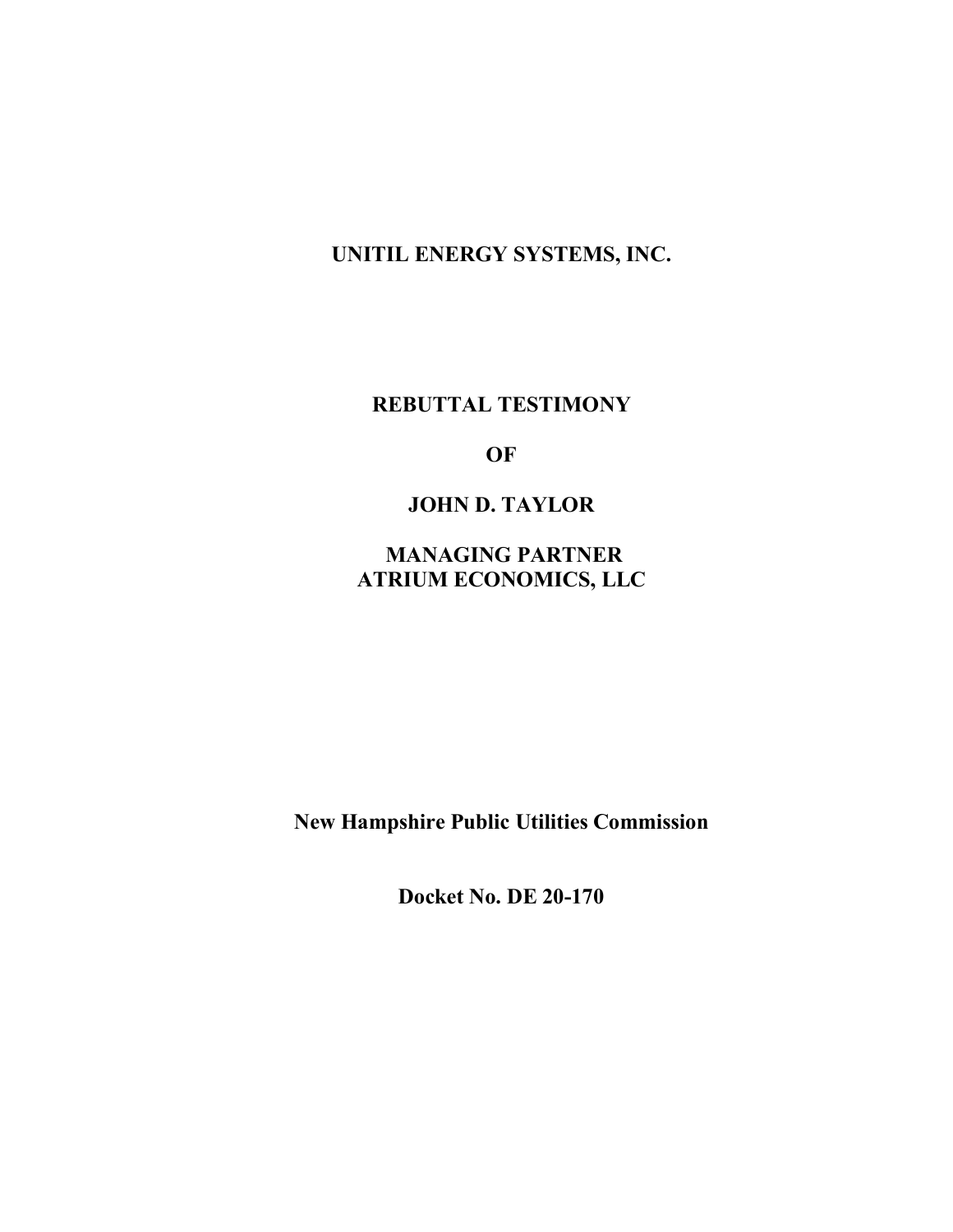**UNITIL ENERGY SYSTEMS, INC.**

**REBUTTAL TESTIMONY**

**OF**

**JOHN D. TAYLOR**

**MANAGING PARTNER**
**ATRIUM ECONOMICS, LLC**

**New Hampshire Public Utilities Commission**

**Docket No. DE 20-170**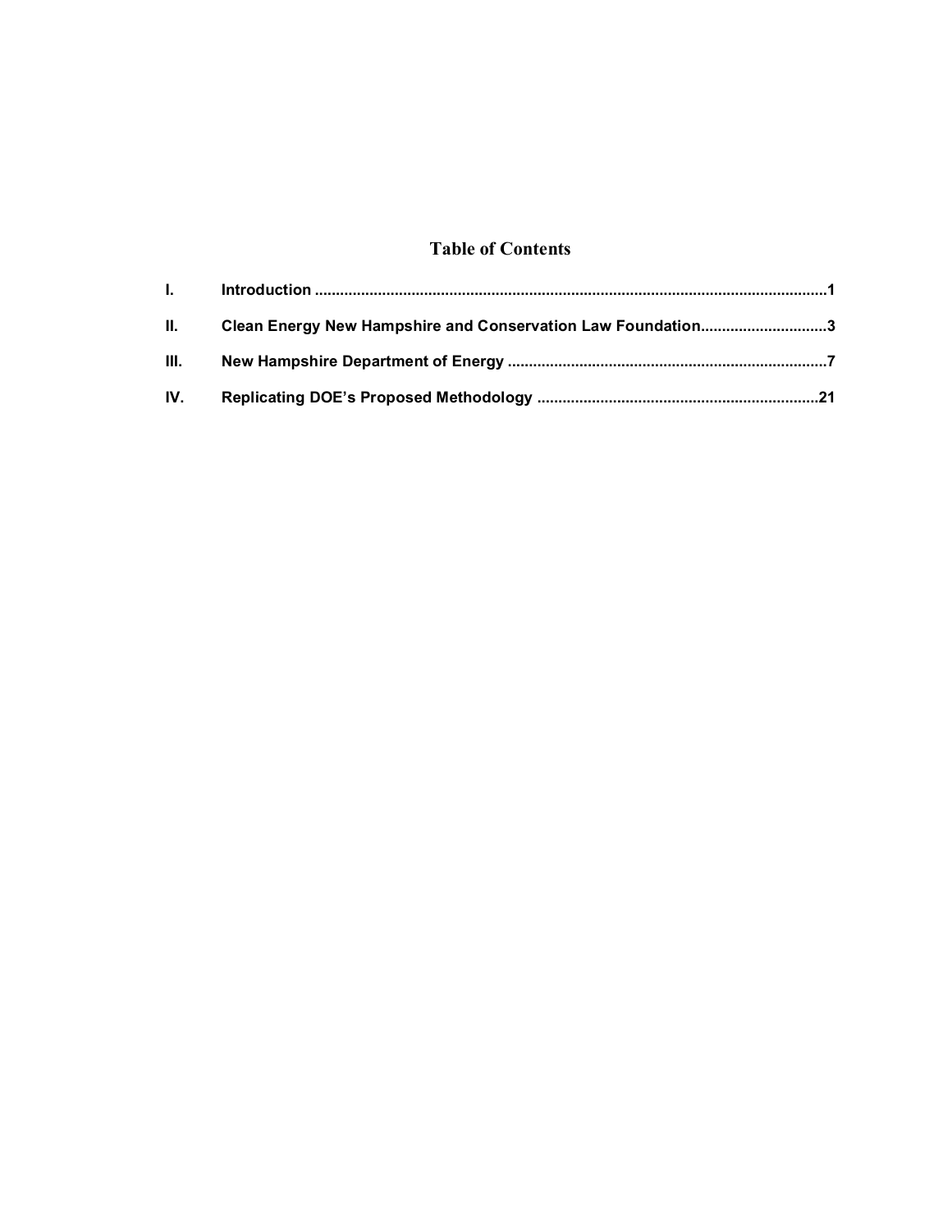## Table of Contents

I. Introduction ........................................................................................................................1

II. Clean Energy New Hampshire and Conservation Law Foundation..............................3

III. New Hampshire Department of Energy ............................................................................7

IV. Replicating DOE's Proposed Methodology ...................................................................21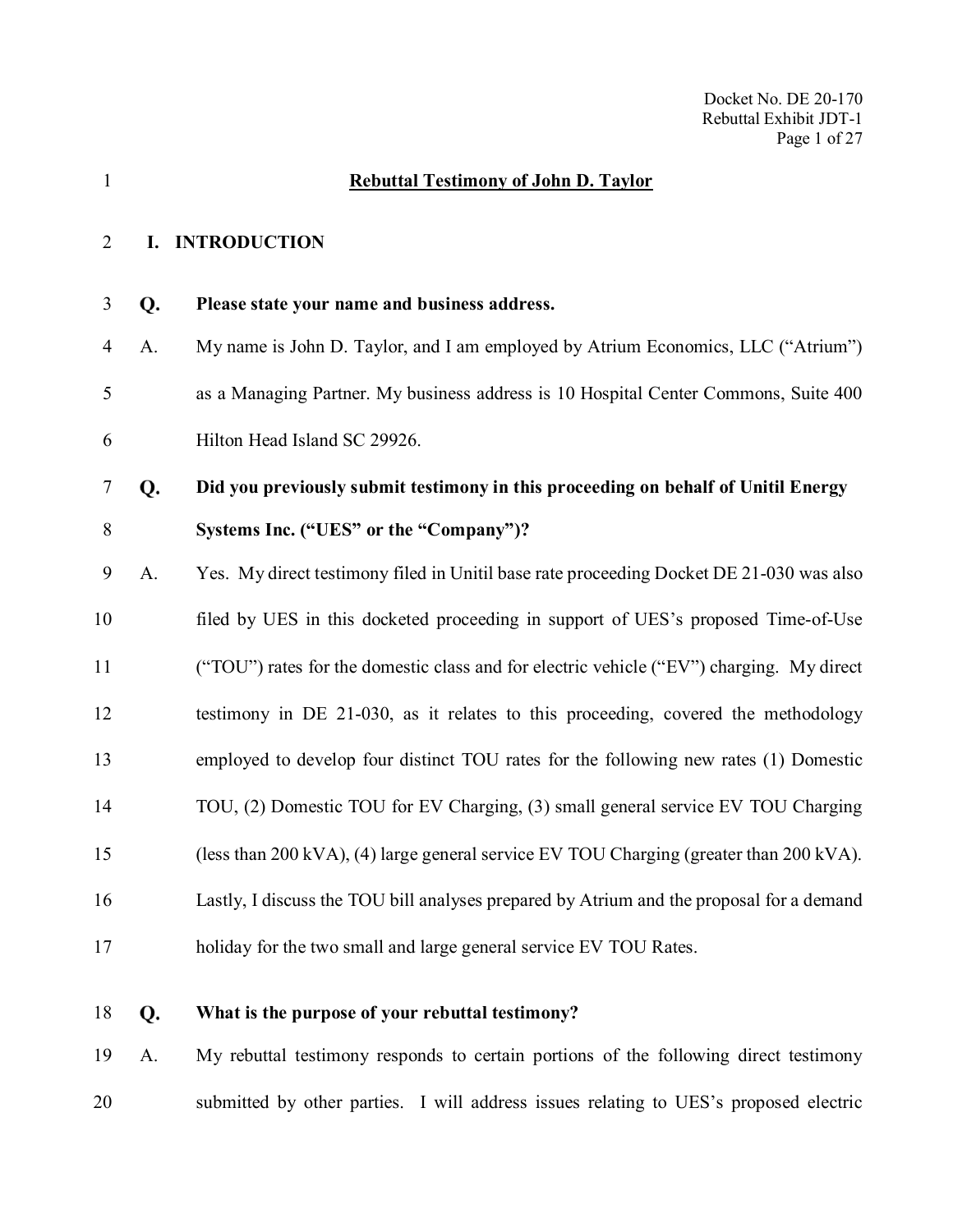## Rebuttal Testimony of John D. Taylor

### I. INTRODUCTION

**Q. Please state your name and business address.**

A. My name is John D. Taylor, and I am employed by Atrium Economics, LLC ("Atrium") as a Managing Partner. My business address is 10 Hospital Center Commons, Suite 400 Hilton Head Island SC 29926.

**Q. Did you previously submit testimony in this proceeding on behalf of Unitil Energy Systems Inc. ("UES" or the "Company")?**

A. Yes. My direct testimony filed in Unitil base rate proceeding Docket DE 21-030 was also filed by UES in this docketed proceeding in support of UES's proposed Time-of-Use ("TOU") rates for the domestic class and for electric vehicle ("EV") charging. My direct testimony in DE 21-030, as it relates to this proceeding, covered the methodology employed to develop four distinct TOU rates for the following new rates (1) Domestic TOU, (2) Domestic TOU for EV Charging, (3) small general service EV TOU Charging (less than 200 kVA), (4) large general service EV TOU Charging (greater than 200 kVA). Lastly, I discuss the TOU bill analyses prepared by Atrium and the proposal for a demand holiday for the two small and large general service EV TOU Rates.

**Q. What is the purpose of your rebuttal testimony?**

A. My rebuttal testimony responds to certain portions of the following direct testimony submitted by other parties. I will address issues relating to UES's proposed electric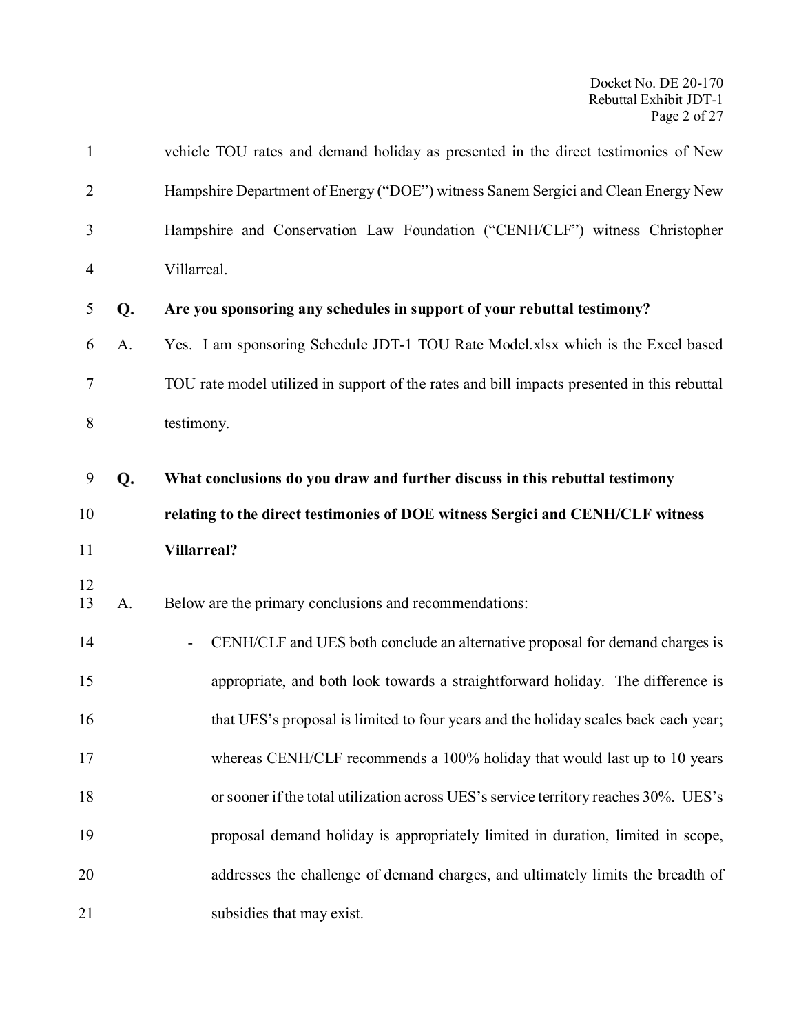vehicle TOU rates and demand holiday as presented in the direct testimonies of New Hampshire Department of Energy ("DOE") witness Sanem Sergici and Clean Energy New Hampshire and Conservation Law Foundation ("CENH/CLF") witness Christopher Villarreal.

**Q. Are you sponsoring any schedules in support of your rebuttal testimony?**

A. Yes. I am sponsoring Schedule JDT-1 TOU Rate Model.xlsx which is the Excel based TOU rate model utilized in support of the rates and bill impacts presented in this rebuttal testimony.

**Q. What conclusions do you draw and further discuss in this rebuttal testimony relating to the direct testimonies of DOE witness Sergici and CENH/CLF witness Villarreal?**

A. Below are the primary conclusions and recommendations:

- CENH/CLF and UES both conclude an alternative proposal for demand charges is appropriate, and both look towards a straightforward holiday. The difference is that UES's proposal is limited to four years and the holiday scales back each year; whereas CENH/CLF recommends a 100% holiday that would last up to 10 years or sooner if the total utilization across UES's service territory reaches 30%. UES's proposal demand holiday is appropriately limited in duration, limited in scope, addresses the challenge of demand charges, and ultimately limits the breadth of subsidies that may exist.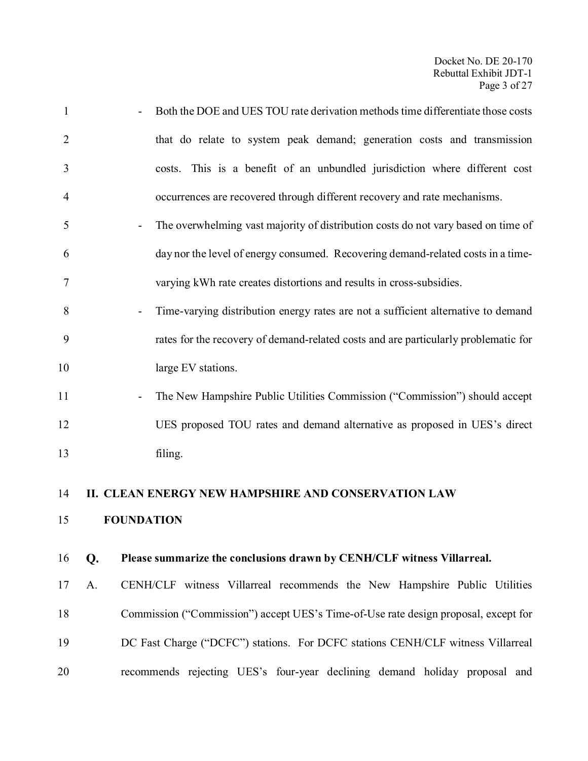- Both the DOE and UES TOU rate derivation methods time differentiate those costs that do relate to system peak demand; generation costs and transmission costs. This is a benefit of an unbundled jurisdiction where different cost occurrences are recovered through different recovery and rate mechanisms.
- The overwhelming vast majority of distribution costs do not vary based on time of day nor the level of energy consumed. Recovering demand-related costs in a time-varying kWh rate creates distortions and results in cross-subsidies.
- Time-varying distribution energy rates are not a sufficient alternative to demand rates for the recovery of demand-related costs and are particularly problematic for large EV stations.
- The New Hampshire Public Utilities Commission ("Commission") should accept UES proposed TOU rates and demand alternative as proposed in UES's direct filing.

## II. CLEAN ENERGY NEW HAMPSHIRE AND CONSERVATION LAW FOUNDATION

**Q. Please summarize the conclusions drawn by CENH/CLF witness Villarreal.**

A. CENH/CLF witness Villarreal recommends the New Hampshire Public Utilities Commission ("Commission") accept UES's Time-of-Use rate design proposal, except for DC Fast Charge ("DCFC") stations. For DCFC stations CENH/CLF witness Villarreal recommends rejecting UES's four-year declining demand holiday proposal and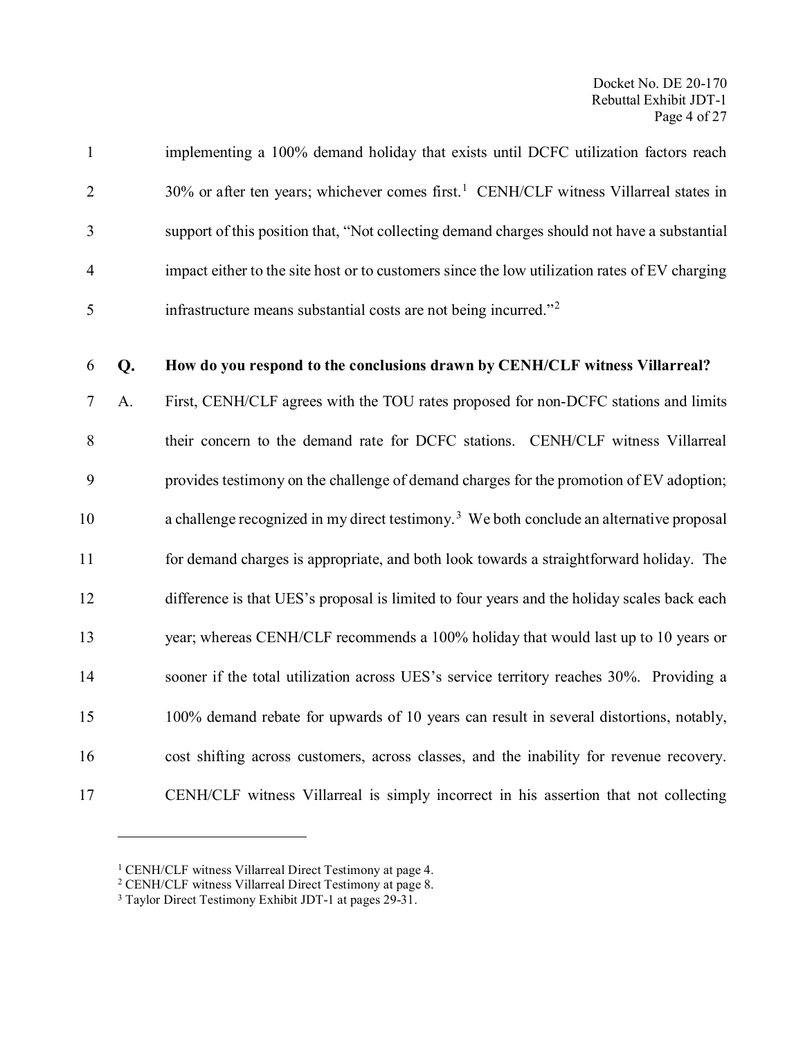implementing a 100% demand holiday that exists until DCFC utilization factors reach 30% or after ten years; whichever comes first.[1] CENH/CLF witness Villarreal states in support of this position that, "Not collecting demand charges should not have a substantial impact either to the site host or to customers since the low utilization rates of EV charging infrastructure means substantial costs are not being incurred."[2]

**Q. How do you respond to the conclusions drawn by CENH/CLF witness Villarreal?**

A. First, CENH/CLF agrees with the TOU rates proposed for non-DCFC stations and limits their concern to the demand rate for DCFC stations. CENH/CLF witness Villarreal provides testimony on the challenge of demand charges for the promotion of EV adoption; a challenge recognized in my direct testimony.[3] We both conclude an alternative proposal for demand charges is appropriate, and both look towards a straightforward holiday. The difference is that UES's proposal is limited to four years and the holiday scales back each year; whereas CENH/CLF recommends a 100% holiday that would last up to 10 years or sooner if the total utilization across UES's service territory reaches 30%. Providing a 100% demand rebate for upwards of 10 years can result in several distortions, notably, cost shifting across customers, across classes, and the inability for revenue recovery. CENH/CLF witness Villarreal is simply incorrect in his assertion that not collecting

---

[1] CENH/CLF witness Villarreal Direct Testimony at page 4.
[2] CENH/CLF witness Villarreal Direct Testimony at page 8.
[3] Taylor Direct Testimony Exhibit JDT-1 at pages 29-31.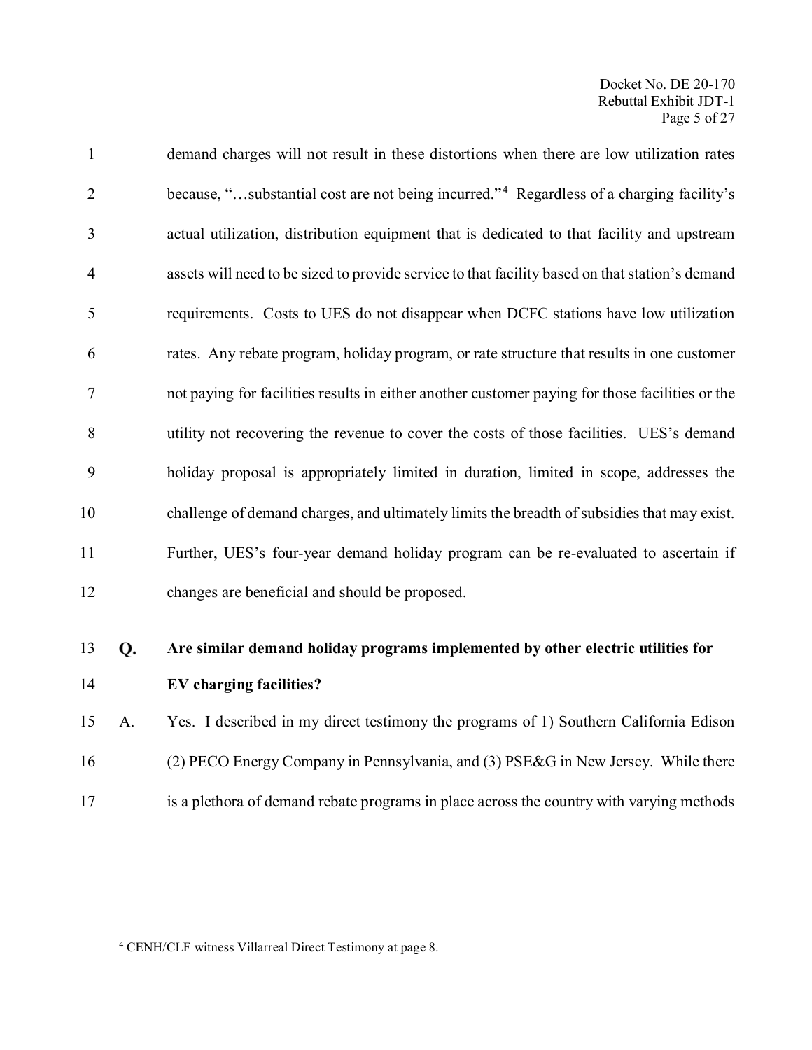demand charges will not result in these distortions when there are low utilization rates because, "…substantial cost are not being incurred."[4] Regardless of a charging facility's actual utilization, distribution equipment that is dedicated to that facility and upstream assets will need to be sized to provide service to that facility based on that station's demand requirements. Costs to UES do not disappear when DCFC stations have low utilization rates. Any rebate program, holiday program, or rate structure that results in one customer not paying for facilities results in either another customer paying for those facilities or the utility not recovering the revenue to cover the costs of those facilities. UES's demand holiday proposal is appropriately limited in duration, limited in scope, addresses the challenge of demand charges, and ultimately limits the breadth of subsidies that may exist. Further, UES's four-year demand holiday program can be re-evaluated to ascertain if changes are beneficial and should be proposed.

**Q. Are similar demand holiday programs implemented by other electric utilities for EV charging facilities?**

A. Yes. I described in my direct testimony the programs of 1) Southern California Edison (2) PECO Energy Company in Pennsylvania, and (3) PSE&G in New Jersey. While there is a plethora of demand rebate programs in place across the country with varying methods

---

[4] CENH/CLF witness Villarreal Direct Testimony at page 8.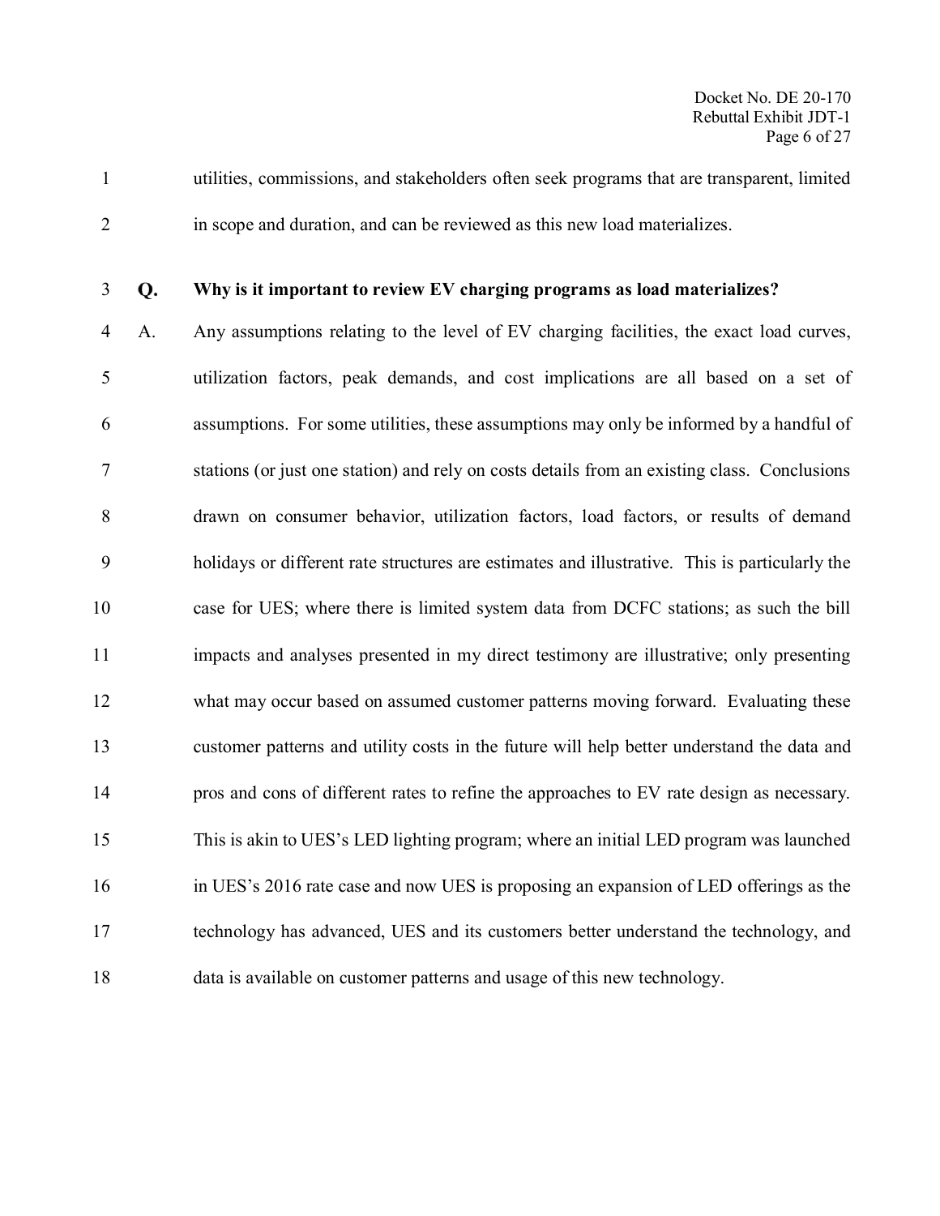utilities, commissions, and stakeholders often seek programs that are transparent, limited in scope and duration, and can be reviewed as this new load materializes.

**Q. Why is it important to review EV charging programs as load materializes?**

A. Any assumptions relating to the level of EV charging facilities, the exact load curves, utilization factors, peak demands, and cost implications are all based on a set of assumptions. For some utilities, these assumptions may only be informed by a handful of stations (or just one station) and rely on costs details from an existing class. Conclusions drawn on consumer behavior, utilization factors, load factors, or results of demand holidays or different rate structures are estimates and illustrative. This is particularly the case for UES; where there is limited system data from DCFC stations; as such the bill impacts and analyses presented in my direct testimony are illustrative; only presenting what may occur based on assumed customer patterns moving forward. Evaluating these customer patterns and utility costs in the future will help better understand the data and pros and cons of different rates to refine the approaches to EV rate design as necessary. This is akin to UES's LED lighting program; where an initial LED program was launched in UES's 2016 rate case and now UES is proposing an expansion of LED offerings as the technology has advanced, UES and its customers better understand the technology, and data is available on customer patterns and usage of this new technology.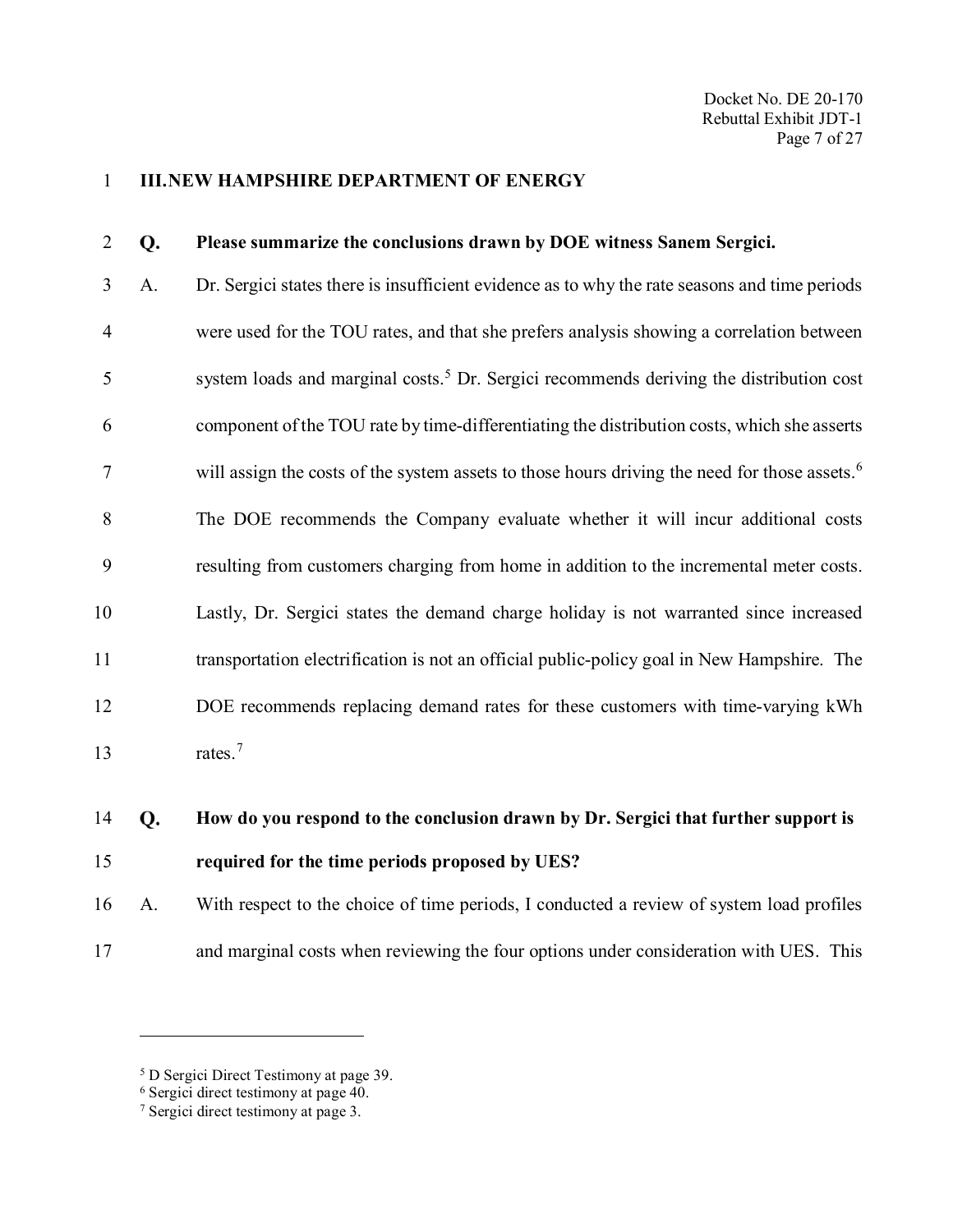## III. NEW HAMPSHIRE DEPARTMENT OF ENERGY

**Q. Please summarize the conclusions drawn by DOE witness Sanem Sergici.**

A. Dr. Sergici states there is insufficient evidence as to why the rate seasons and time periods were used for the TOU rates, and that she prefers analysis showing a correlation between system loads and marginal costs.[5] Dr. Sergici recommends deriving the distribution cost component of the TOU rate by time-differentiating the distribution costs, which she asserts will assign the costs of the system assets to those hours driving the need for those assets.[6] The DOE recommends the Company evaluate whether it will incur additional costs resulting from customers charging from home in addition to the incremental meter costs. Lastly, Dr. Sergici states the demand charge holiday is not warranted since increased transportation electrification is not an official public-policy goal in New Hampshire. The DOE recommends replacing demand rates for these customers with time-varying kWh rates.[7]

**Q. How do you respond to the conclusion drawn by Dr. Sergici that further support is required for the time periods proposed by UES?**

A. With respect to the choice of time periods, I conducted a review of system load profiles and marginal costs when reviewing the four options under consideration with UES. This

---

[5] D Sergici Direct Testimony at page 39.
[6] Sergici direct testimony at page 40.
[7] Sergici direct testimony at page 3.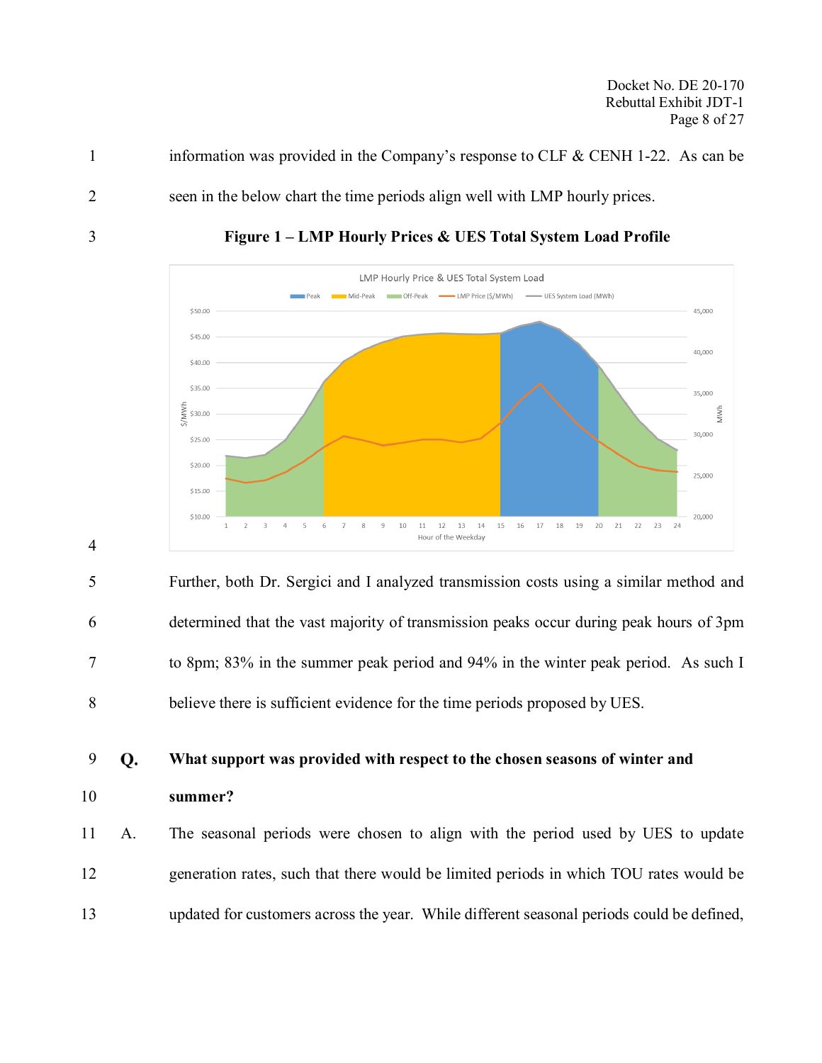information was provided in the Company's response to CLF & CENH 1-22. As can be seen in the below chart the time periods align well with LMP hourly prices.

**Figure 1 – LMP Hourly Prices & UES Total System Load Profile**

Further, both Dr. Sergici and I analyzed transmission costs using a similar method and determined that the vast majority of transmission peaks occur during peak hours of 3pm to 8pm; 83% in the summer peak period and 94% in the winter peak period. As such I believe there is sufficient evidence for the time periods proposed by UES.

**Q. What support was provided with respect to the chosen seasons of winter and summer?**

A. The seasonal periods were chosen to align with the period used by UES to update generation rates, such that there would be limited periods in which TOU rates would be updated for customers across the year. While different seasonal periods could be defined,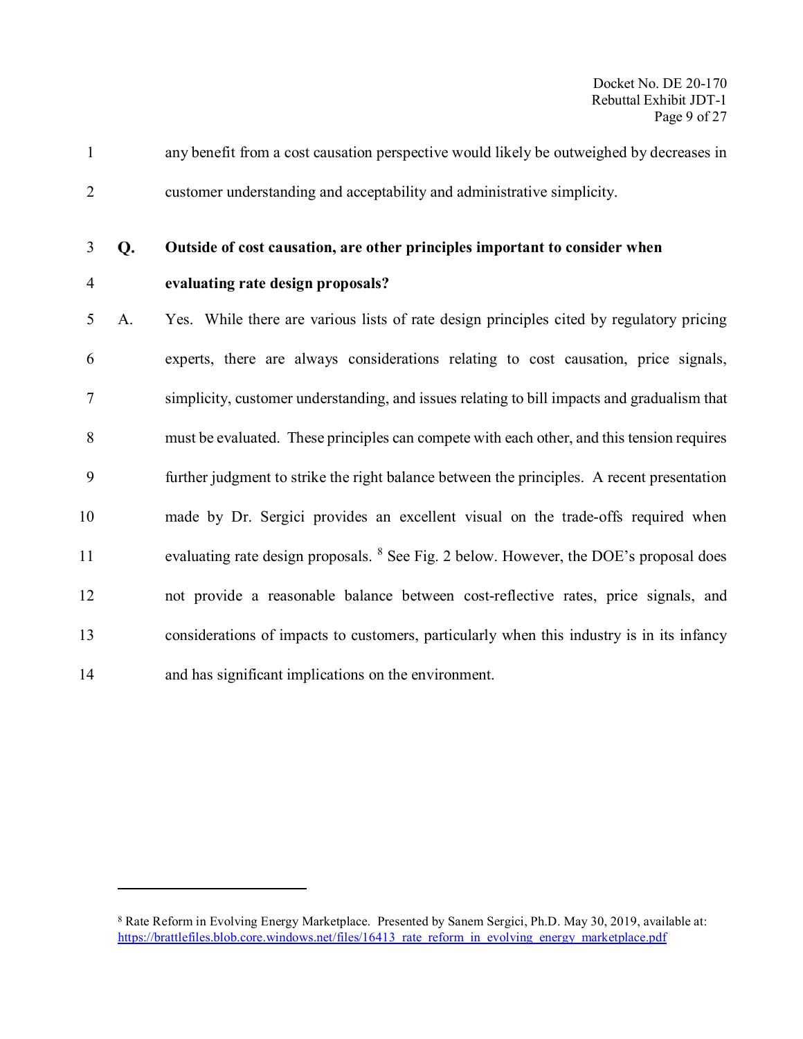any benefit from a cost causation perspective would likely be outweighed by decreases in customer understanding and acceptability and administrative simplicity.

**Q. Outside of cost causation, are other principles important to consider when evaluating rate design proposals?**

A. Yes. While there are various lists of rate design principles cited by regulatory pricing experts, there are always considerations relating to cost causation, price signals, simplicity, customer understanding, and issues relating to bill impacts and gradualism that must be evaluated. These principles can compete with each other, and this tension requires further judgment to strike the right balance between the principles. A recent presentation made by Dr. Sergici provides an excellent visual on the trade-offs required when evaluating rate design proposals. [8] See Fig. 2 below. However, the DOE's proposal does not provide a reasonable balance between cost-reflective rates, price signals, and considerations of impacts to customers, particularly when this industry is in its infancy and has significant implications on the environment.

---

[8] Rate Reform in Evolving Energy Marketplace. Presented by Sanem Sergici, Ph.D. May 30, 2019, available at: https://brattlefiles.blob.core.windows.net/files/16413_rate_reform_in_evolving_energy_marketplace.pdf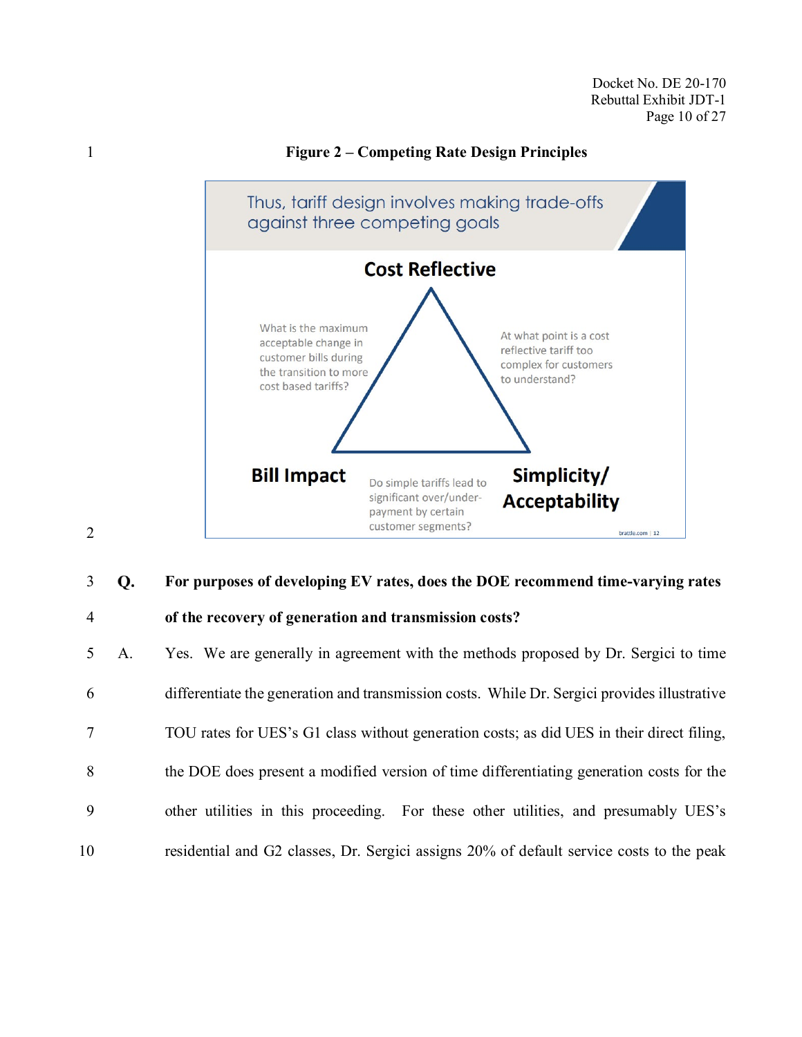**Figure 2 – Competing Rate Design Principles**

Thus, tariff design involves making trade-offs against three competing goals

**Cost Reflective**

What is the maximum acceptable change in customer bills during the transition to more cost based tariffs?

At what point is a cost reflective tariff too complex for customers to understand?

**Bill Impact**

Do simple tariffs lead to significant over/under-payment by certain customer segments?

**Simplicity/ Acceptability**

brattle.com | 12

**Q. For purposes of developing EV rates, does the DOE recommend time-varying rates of the recovery of generation and transmission costs?**

A. Yes. We are generally in agreement with the methods proposed by Dr. Sergici to time differentiate the generation and transmission costs. While Dr. Sergici provides illustrative TOU rates for UES's G1 class without generation costs; as did UES in their direct filing, the DOE does present a modified version of time differentiating generation costs for the other utilities in this proceeding. For these other utilities, and presumably UES's residential and G2 classes, Dr. Sergici assigns 20% of default service costs to the peak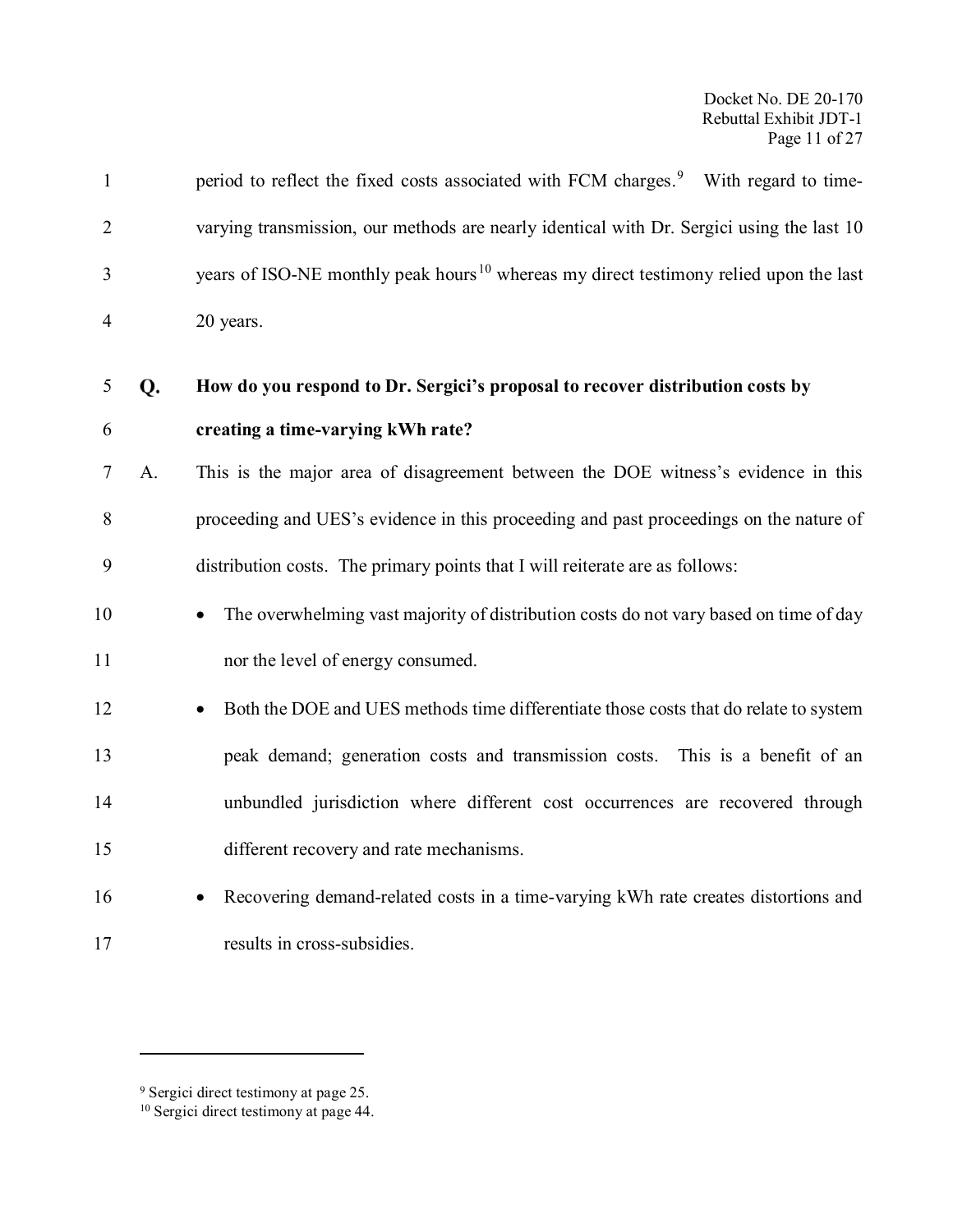period to reflect the fixed costs associated with FCM charges.[9] With regard to time-varying transmission, our methods are nearly identical with Dr. Sergici using the last 10 years of ISO-NE monthly peak hours[10] whereas my direct testimony relied upon the last 20 years.

**Q. How do you respond to Dr. Sergici's proposal to recover distribution costs by creating a time-varying kWh rate?**

A. This is the major area of disagreement between the DOE witness's evidence in this proceeding and UES's evidence in this proceeding and past proceedings on the nature of distribution costs. The primary points that I will reiterate are as follows:

- The overwhelming vast majority of distribution costs do not vary based on time of day nor the level of energy consumed.
- Both the DOE and UES methods time differentiate those costs that do relate to system peak demand; generation costs and transmission costs. This is a benefit of an unbundled jurisdiction where different cost occurrences are recovered through different recovery and rate mechanisms.
- Recovering demand-related costs in a time-varying kWh rate creates distortions and results in cross-subsidies.

---

[9] Sergici direct testimony at page 25.

[10] Sergici direct testimony at page 44.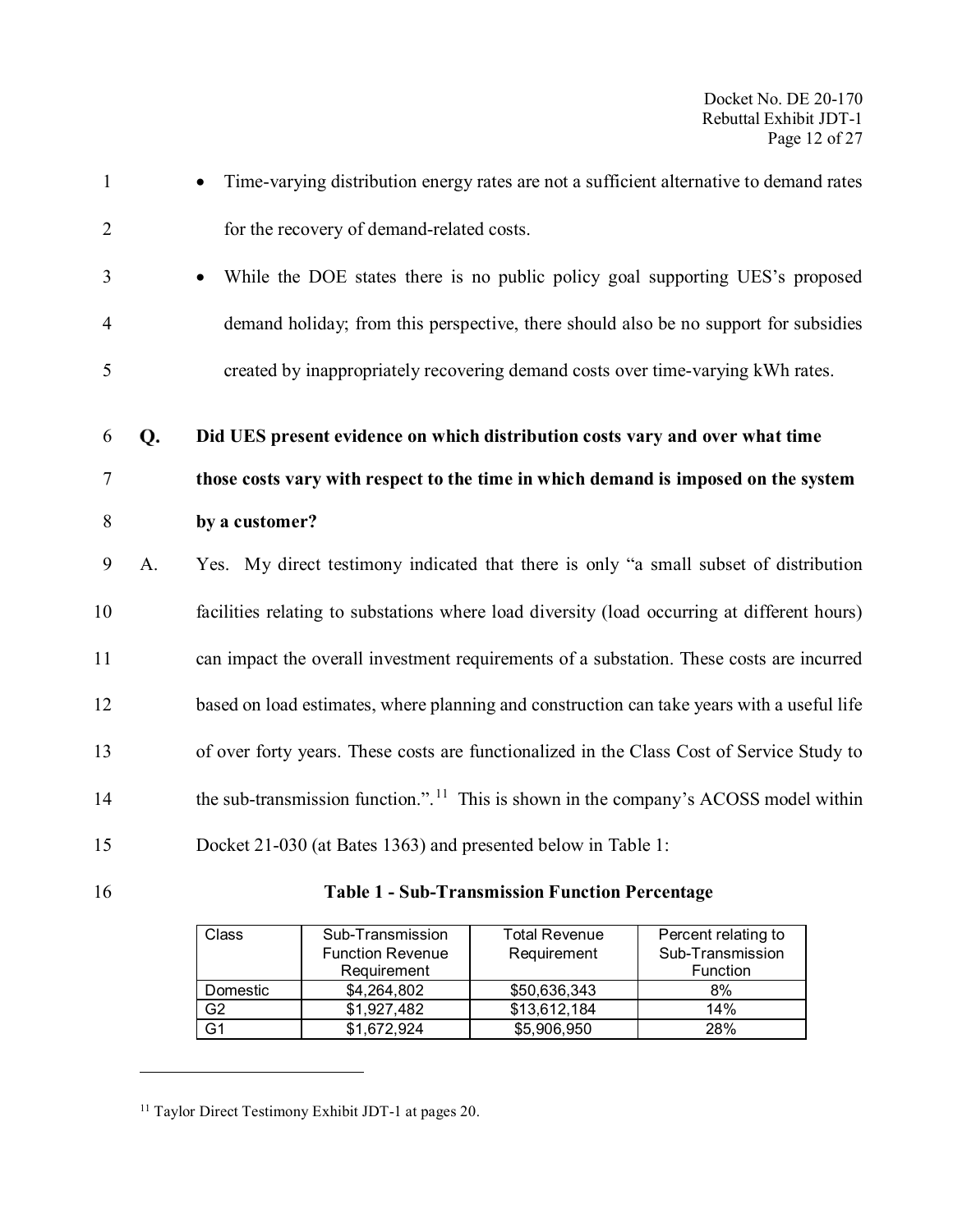- Time-varying distribution energy rates are not a sufficient alternative to demand rates for the recovery of demand-related costs.
- While the DOE states there is no public policy goal supporting UES's proposed demand holiday; from this perspective, there should also be no support for subsidies created by inappropriately recovering demand costs over time-varying kWh rates.

**Q. Did UES present evidence on which distribution costs vary and over what time those costs vary with respect to the time in which demand is imposed on the system by a customer?**

A. Yes. My direct testimony indicated that there is only "a small subset of distribution facilities relating to substations where load diversity (load occurring at different hours) can impact the overall investment requirements of a substation. These costs are incurred based on load estimates, where planning and construction can take years with a useful life of over forty years. These costs are functionalized in the Class Cost of Service Study to the sub-transmission function.".[11] This is shown in the company's ACOSS model within Docket 21-030 (at Bates 1363) and presented below in Table 1:

**Table 1 - Sub-Transmission Function Percentage**

| Class | Sub-Transmission Function Revenue Requirement | Total Revenue Requirement | Percent relating to Sub-Transmission Function |
|---|---|---|---|
| Domestic | $4,264,802 | $50,636,343 | 8% |
| G2 | $1,927,482 | $13,612,184 | 14% |
| G1 | $1,672,924 | $5,906,950 | 28% |

[11] Taylor Direct Testimony Exhibit JDT-1 at pages 20.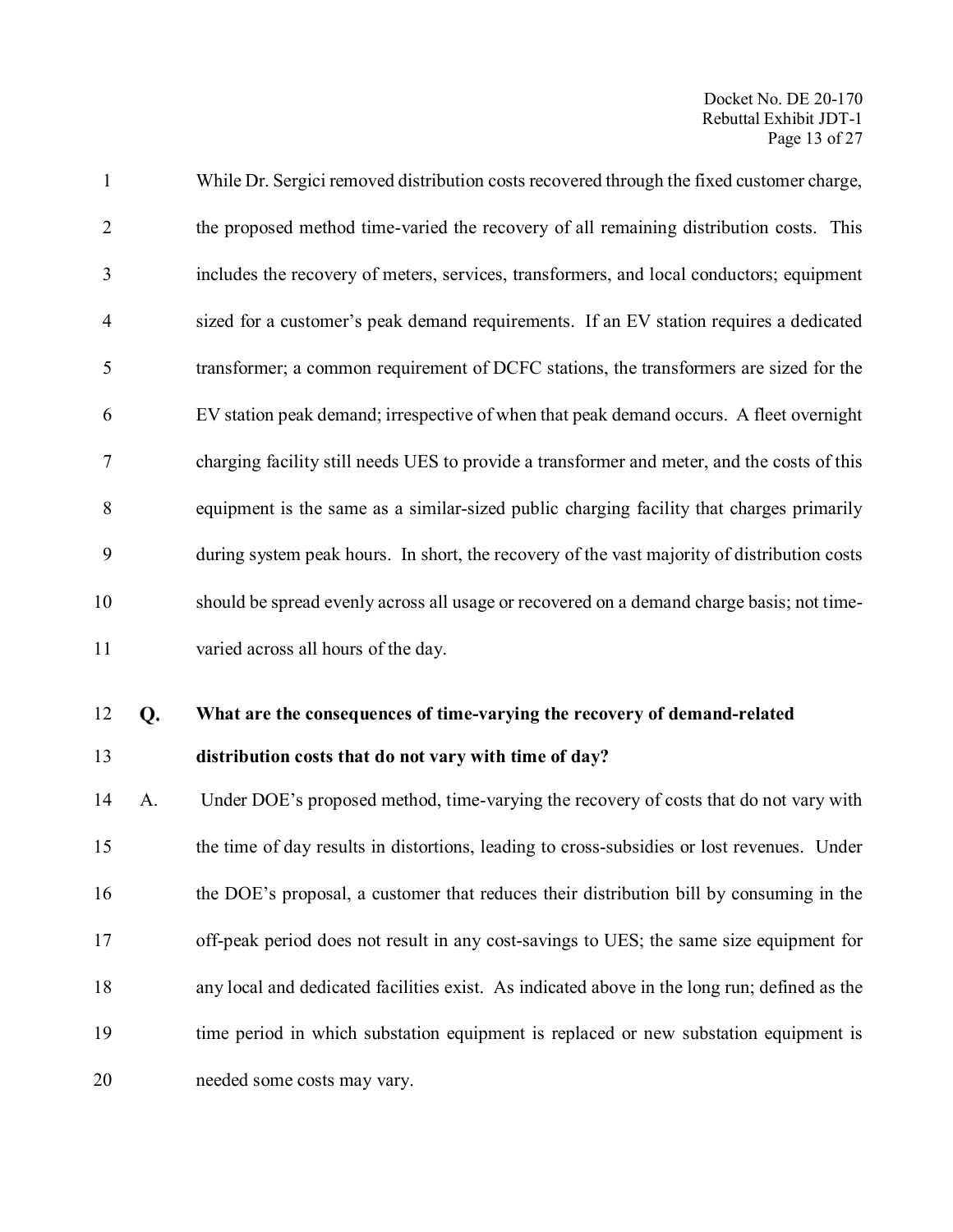While Dr. Sergici removed distribution costs recovered through the fixed customer charge, the proposed method time-varied the recovery of all remaining distribution costs. This includes the recovery of meters, services, transformers, and local conductors; equipment sized for a customer's peak demand requirements. If an EV station requires a dedicated transformer; a common requirement of DCFC stations, the transformers are sized for the EV station peak demand; irrespective of when that peak demand occurs. A fleet overnight charging facility still needs UES to provide a transformer and meter, and the costs of this equipment is the same as a similar-sized public charging facility that charges primarily during system peak hours. In short, the recovery of the vast majority of distribution costs should be spread evenly across all usage or recovered on a demand charge basis; not time-varied across all hours of the day.

**Q. What are the consequences of time-varying the recovery of demand-related distribution costs that do not vary with time of day?**

A. Under DOE's proposed method, time-varying the recovery of costs that do not vary with the time of day results in distortions, leading to cross-subsidies or lost revenues. Under the DOE's proposal, a customer that reduces their distribution bill by consuming in the off-peak period does not result in any cost-savings to UES; the same size equipment for any local and dedicated facilities exist. As indicated above in the long run; defined as the time period in which substation equipment is replaced or new substation equipment is needed some costs may vary.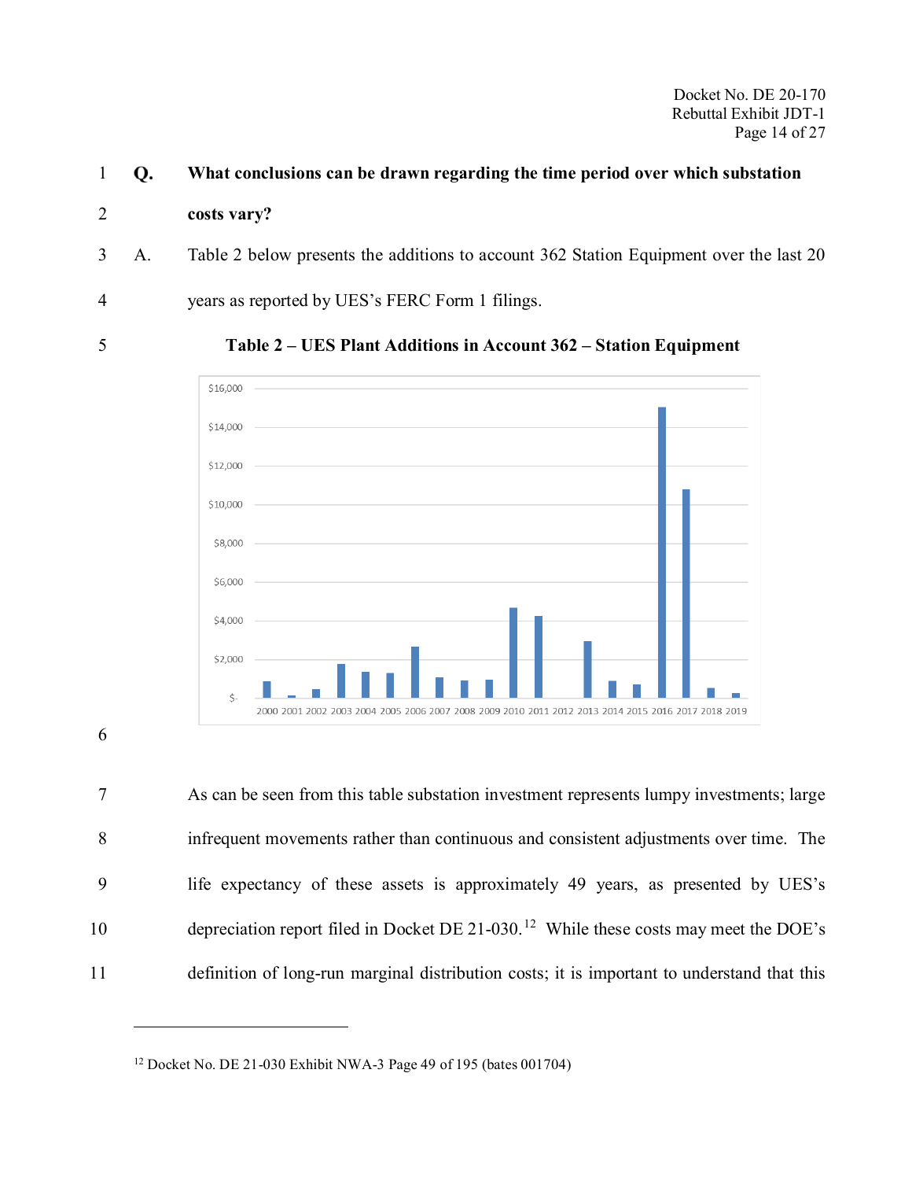**Q. What conclusions can be drawn regarding the time period over which substation costs vary?**

A. Table 2 below presents the additions to account 362 Station Equipment over the last 20 years as reported by UES's FERC Form 1 filings.

**Table 2 – UES Plant Additions in Account 362 – Station Equipment**

As can be seen from this table substation investment represents lumpy investments; large infrequent movements rather than continuous and consistent adjustments over time. The life expectancy of these assets is approximately 49 years, as presented by UES's depreciation report filed in Docket DE 21-030.[12] While these costs may meet the DOE's definition of long-run marginal distribution costs; it is important to understand that this

[12] Docket No. DE 21-030 Exhibit NWA-3 Page 49 of 195 (bates 001704)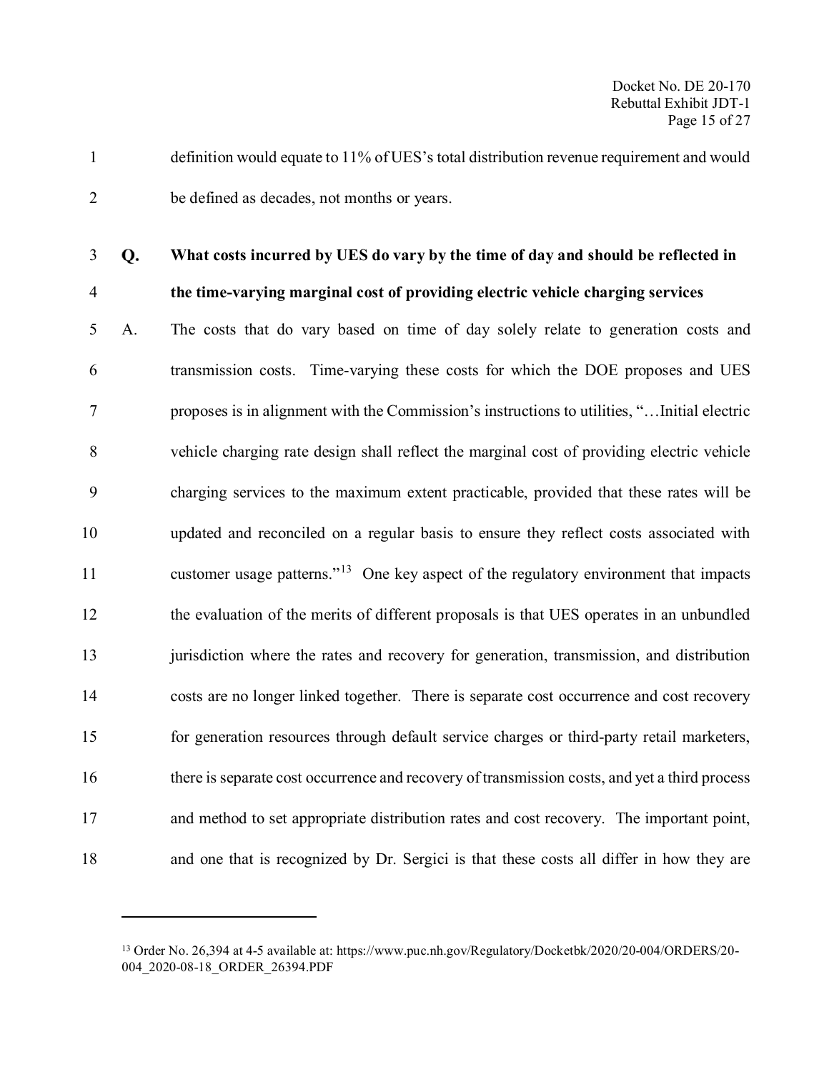definition would equate to 11% of UES's total distribution revenue requirement and would be defined as decades, not months or years.

**Q. What costs incurred by UES do vary by the time of day and should be reflected in the time-varying marginal cost of providing electric vehicle charging services**

A. The costs that do vary based on time of day solely relate to generation costs and transmission costs. Time-varying these costs for which the DOE proposes and UES proposes is in alignment with the Commission's instructions to utilities, "…Initial electric vehicle charging rate design shall reflect the marginal cost of providing electric vehicle charging services to the maximum extent practicable, provided that these rates will be updated and reconciled on a regular basis to ensure they reflect costs associated with customer usage patterns."[13] One key aspect of the regulatory environment that impacts the evaluation of the merits of different proposals is that UES operates in an unbundled jurisdiction where the rates and recovery for generation, transmission, and distribution costs are no longer linked together. There is separate cost occurrence and cost recovery for generation resources through default service charges or third-party retail marketers, there is separate cost occurrence and recovery of transmission costs, and yet a third process and method to set appropriate distribution rates and cost recovery. The important point, and one that is recognized by Dr. Sergici is that these costs all differ in how they are

---

[13] Order No. 26,394 at 4-5 available at: https://www.puc.nh.gov/Regulatory/Docketbk/2020/20-004/ORDERS/20-004_2020-08-18_ORDER_26394.PDF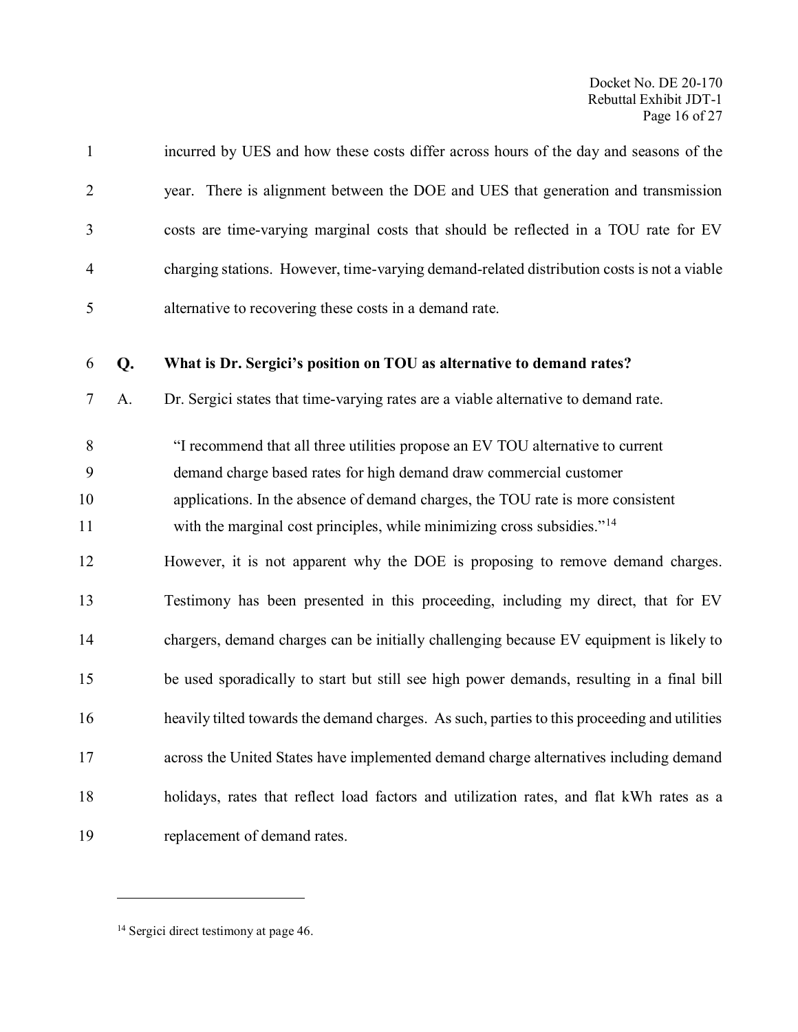incurred by UES and how these costs differ across hours of the day and seasons of the year. There is alignment between the DOE and UES that generation and transmission costs are time-varying marginal costs that should be reflected in a TOU rate for EV charging stations. However, time-varying demand-related distribution costs is not a viable alternative to recovering these costs in a demand rate.

**Q. What is Dr. Sergici's position on TOU as alternative to demand rates?**

A. Dr. Sergici states that time-varying rates are a viable alternative to demand rate.

> "I recommend that all three utilities propose an EV TOU alternative to current demand charge based rates for high demand draw commercial customer applications. In the absence of demand charges, the TOU rate is more consistent with the marginal cost principles, while minimizing cross subsidies."[14]

However, it is not apparent why the DOE is proposing to remove demand charges. Testimony has been presented in this proceeding, including my direct, that for EV chargers, demand charges can be initially challenging because EV equipment is likely to be used sporadically to start but still see high power demands, resulting in a final bill heavily tilted towards the demand charges. As such, parties to this proceeding and utilities across the United States have implemented demand charge alternatives including demand holidays, rates that reflect load factors and utilization rates, and flat kWh rates as a replacement of demand rates.

---

[14] Sergici direct testimony at page 46.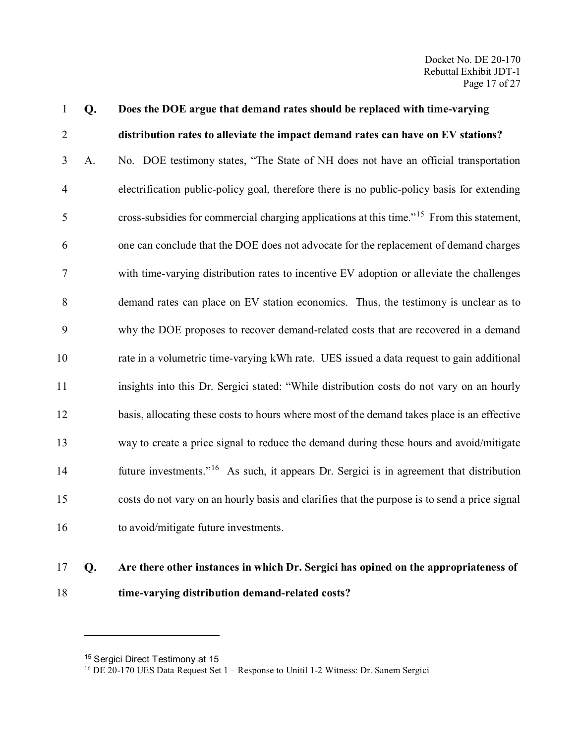**Q. Does the DOE argue that demand rates should be replaced with time-varying distribution rates to alleviate the impact demand rates can have on EV stations?**

A. No. DOE testimony states, "The State of NH does not have an official transportation electrification public-policy goal, therefore there is no public-policy basis for extending cross-subsidies for commercial charging applications at this time."[15] From this statement, one can conclude that the DOE does not advocate for the replacement of demand charges with time-varying distribution rates to incentive EV adoption or alleviate the challenges demand rates can place on EV station economics. Thus, the testimony is unclear as to why the DOE proposes to recover demand-related costs that are recovered in a demand rate in a volumetric time-varying kWh rate. UES issued a data request to gain additional insights into this Dr. Sergici stated: "While distribution costs do not vary on an hourly basis, allocating these costs to hours where most of the demand takes place is an effective way to create a price signal to reduce the demand during these hours and avoid/mitigate future investments."[16] As such, it appears Dr. Sergici is in agreement that distribution costs do not vary on an hourly basis and clarifies that the purpose is to send a price signal to avoid/mitigate future investments.

**Q. Are there other instances in which Dr. Sergici has opined on the appropriateness of time-varying distribution demand-related costs?**

---

[15] Sergici Direct Testimony at 15

[16] DE 20-170 UES Data Request Set 1 – Response to Unitil 1-2 Witness: Dr. Sanem Sergici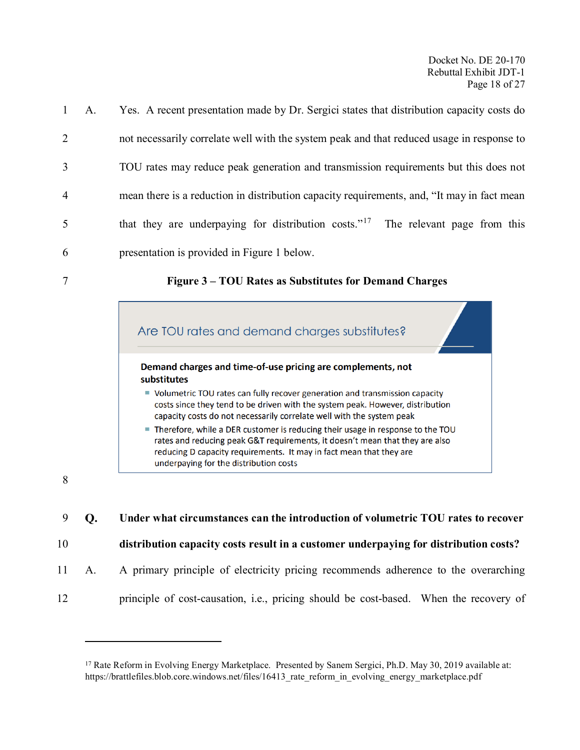A. Yes. A recent presentation made by Dr. Sergici states that distribution capacity costs do not necessarily correlate well with the system peak and that reduced usage in response to TOU rates may reduce peak generation and transmission requirements but this does not mean there is a reduction in distribution capacity requirements, and, "It may in fact mean that they are underpaying for distribution costs."[17] The relevant page from this presentation is provided in Figure 1 below.

**Figure 3 – TOU Rates as Substitutes for Demand Charges**

Are TOU rates and demand charges substitutes?

**Demand charges and time-of-use pricing are complements, not substitutes**

- Volumetric TOU rates can fully recover generation and transmission capacity costs since they tend to be driven with the system peak. However, distribution capacity costs do not necessarily correlate well with the system peak
- Therefore, while a DER customer is reducing their usage in response to the TOU rates and reducing peak G&T requirements, it doesn't mean that they are also reducing D capacity requirements. It may in fact mean that they are underpaying for the distribution costs

**Q. Under what circumstances can the introduction of volumetric TOU rates to recover distribution capacity costs result in a customer underpaying for distribution costs?**

A. A primary principle of electricity pricing recommends adherence to the overarching principle of cost-causation, i.e., pricing should be cost-based. When the recovery of

---

[17] Rate Reform in Evolving Energy Marketplace. Presented by Sanem Sergici, Ph.D. May 30, 2019 available at: https://brattlefiles.blob.core.windows.net/files/16413_rate_reform_in_evolving_energy_marketplace.pdf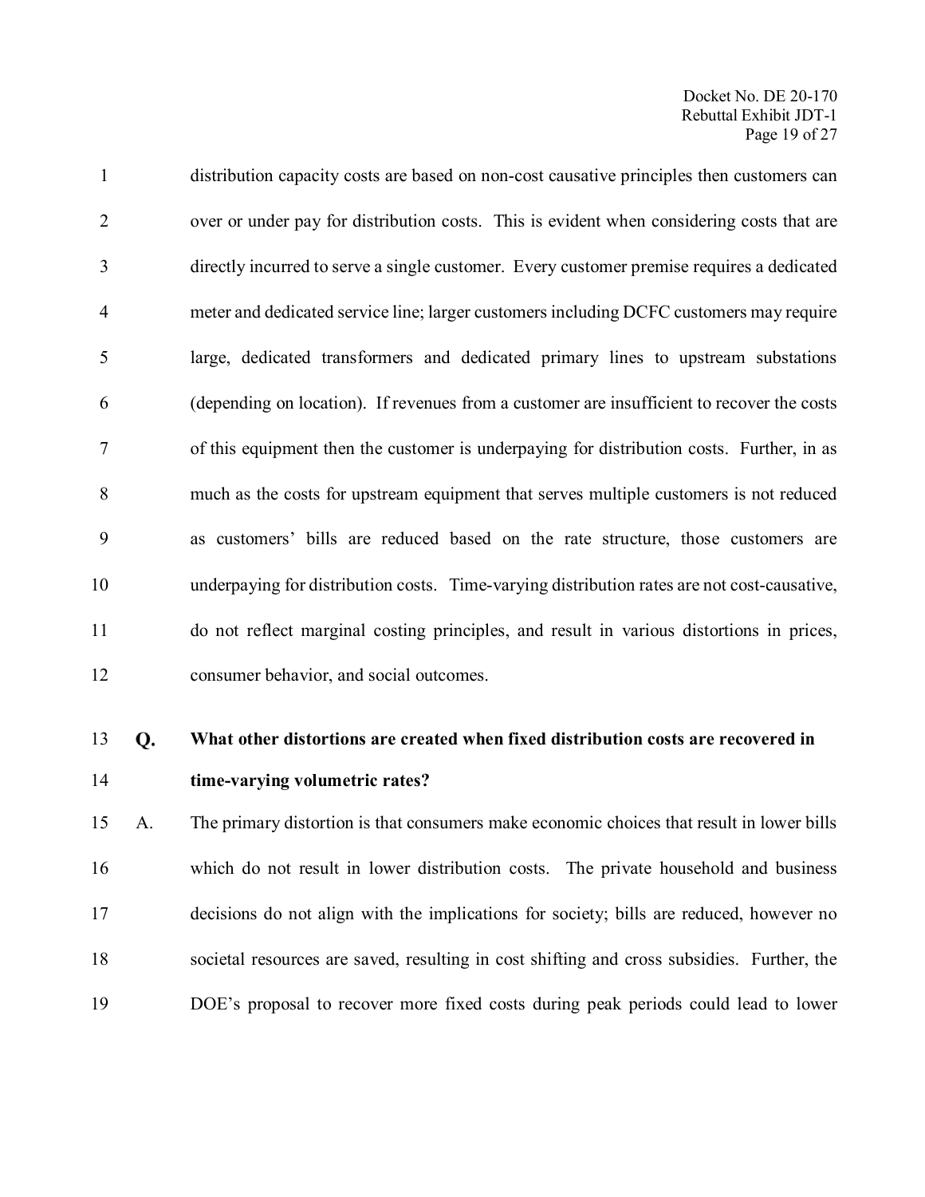distribution capacity costs are based on non-cost causative principles then customers can over or under pay for distribution costs. This is evident when considering costs that are directly incurred to serve a single customer. Every customer premise requires a dedicated meter and dedicated service line; larger customers including DCFC customers may require large, dedicated transformers and dedicated primary lines to upstream substations (depending on location). If revenues from a customer are insufficient to recover the costs of this equipment then the customer is underpaying for distribution costs. Further, in as much as the costs for upstream equipment that serves multiple customers is not reduced as customers' bills are reduced based on the rate structure, those customers are underpaying for distribution costs. Time-varying distribution rates are not cost-causative, do not reflect marginal costing principles, and result in various distortions in prices, consumer behavior, and social outcomes.

**Q. What other distortions are created when fixed distribution costs are recovered in time-varying volumetric rates?**

A. The primary distortion is that consumers make economic choices that result in lower bills which do not result in lower distribution costs. The private household and business decisions do not align with the implications for society; bills are reduced, however no societal resources are saved, resulting in cost shifting and cross subsidies. Further, the DOE's proposal to recover more fixed costs during peak periods could lead to lower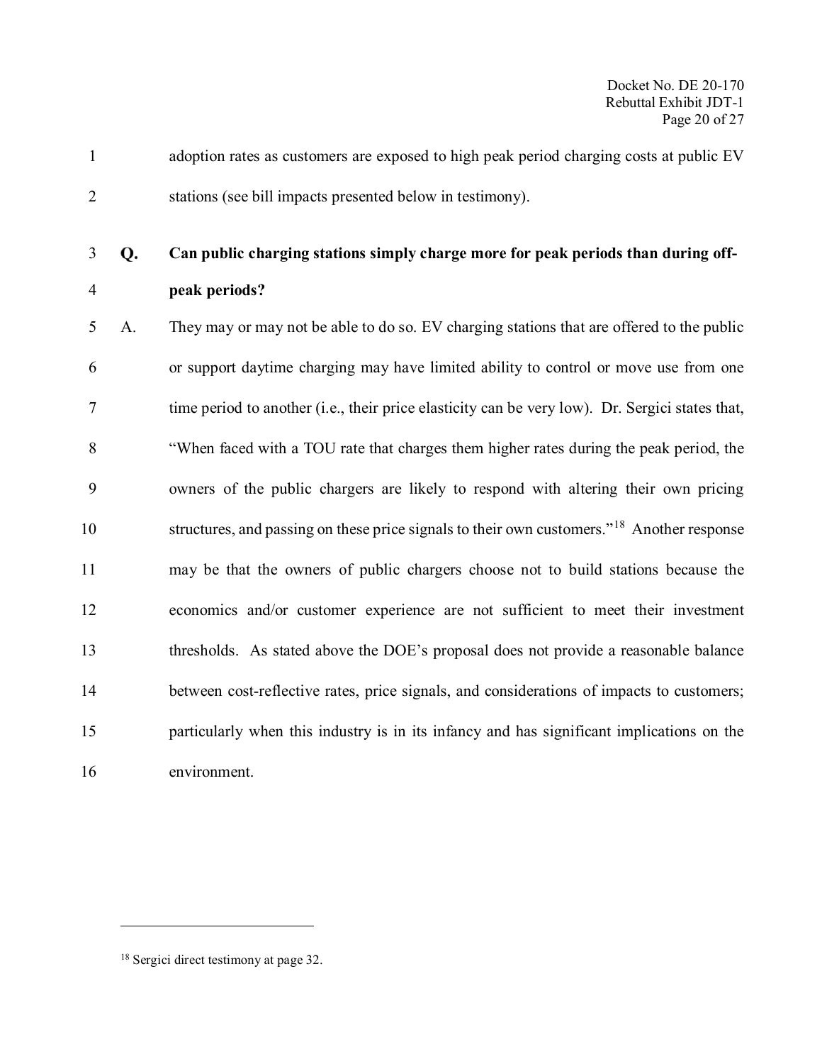adoption rates as customers are exposed to high peak period charging costs at public EV stations (see bill impacts presented below in testimony).

**Q. Can public charging stations simply charge more for peak periods than during off-peak periods?**

A. They may or may not be able to do so. EV charging stations that are offered to the public or support daytime charging may have limited ability to control or move use from one time period to another (i.e., their price elasticity can be very low). Dr. Sergici states that, "When faced with a TOU rate that charges them higher rates during the peak period, the owners of the public chargers are likely to respond with altering their own pricing structures, and passing on these price signals to their own customers."[18] Another response may be that the owners of public chargers choose not to build stations because the economics and/or customer experience are not sufficient to meet their investment thresholds. As stated above the DOE's proposal does not provide a reasonable balance between cost-reflective rates, price signals, and considerations of impacts to customers; particularly when this industry is in its infancy and has significant implications on the environment.

---

[18] Sergici direct testimony at page 32.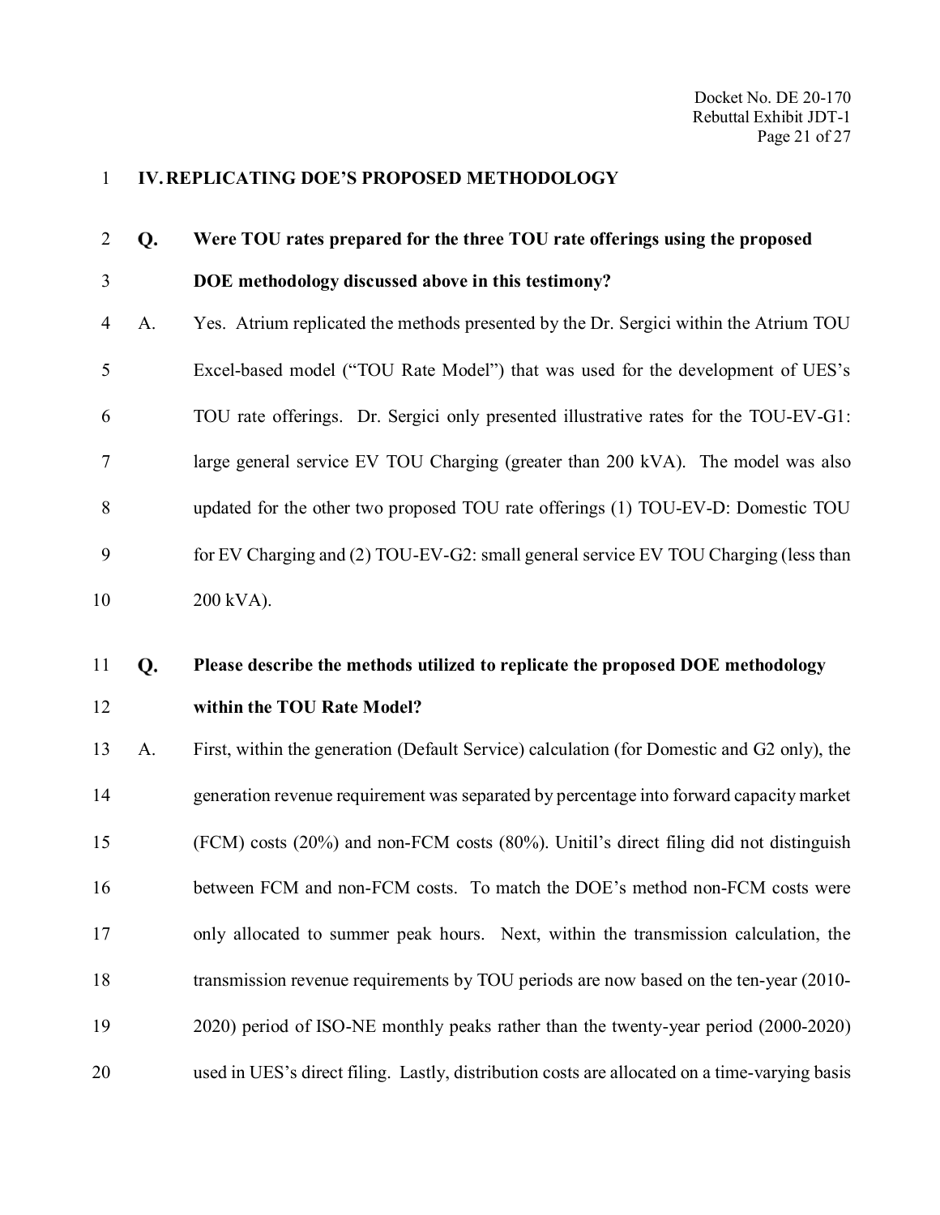## IV. REPLICATING DOE'S PROPOSED METHODOLOGY

**Q. Were TOU rates prepared for the three TOU rate offerings using the proposed DOE methodology discussed above in this testimony?**

A. Yes. Atrium replicated the methods presented by the Dr. Sergici within the Atrium TOU Excel-based model ("TOU Rate Model") that was used for the development of UES's TOU rate offerings. Dr. Sergici only presented illustrative rates for the TOU-EV-G1: large general service EV TOU Charging (greater than 200 kVA). The model was also updated for the other two proposed TOU rate offerings (1) TOU-EV-D: Domestic TOU for EV Charging and (2) TOU-EV-G2: small general service EV TOU Charging (less than 200 kVA).

**Q. Please describe the methods utilized to replicate the proposed DOE methodology within the TOU Rate Model?**

A. First, within the generation (Default Service) calculation (for Domestic and G2 only), the generation revenue requirement was separated by percentage into forward capacity market (FCM) costs (20%) and non-FCM costs (80%). Unitil's direct filing did not distinguish between FCM and non-FCM costs. To match the DOE's method non-FCM costs were only allocated to summer peak hours. Next, within the transmission calculation, the transmission revenue requirements by TOU periods are now based on the ten-year (2010-2020) period of ISO-NE monthly peaks rather than the twenty-year period (2000-2020) used in UES's direct filing. Lastly, distribution costs are allocated on a time-varying basis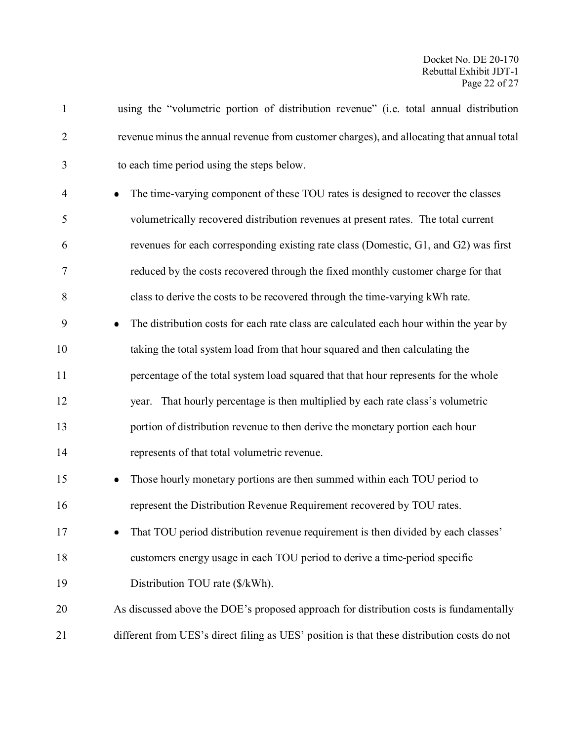using the "volumetric portion of distribution revenue" (i.e. total annual distribution revenue minus the annual revenue from customer charges), and allocating that annual total to each time period using the steps below.

- The time-varying component of these TOU rates is designed to recover the classes volumetrically recovered distribution revenues at present rates. The total current revenues for each corresponding existing rate class (Domestic, G1, and G2) was first reduced by the costs recovered through the fixed monthly customer charge for that class to derive the costs to be recovered through the time-varying kWh rate.
- The distribution costs for each rate class are calculated each hour within the year by taking the total system load from that hour squared and then calculating the percentage of the total system load squared that that hour represents for the whole year. That hourly percentage is then multiplied by each rate class's volumetric portion of distribution revenue to then derive the monetary portion each hour represents of that total volumetric revenue.
- Those hourly monetary portions are then summed within each TOU period to represent the Distribution Revenue Requirement recovered by TOU rates.
- That TOU period distribution revenue requirement is then divided by each classes' customers energy usage in each TOU period to derive a time-period specific Distribution TOU rate ($/kWh).

As discussed above the DOE's proposed approach for distribution costs is fundamentally different from UES's direct filing as UES' position is that these distribution costs do not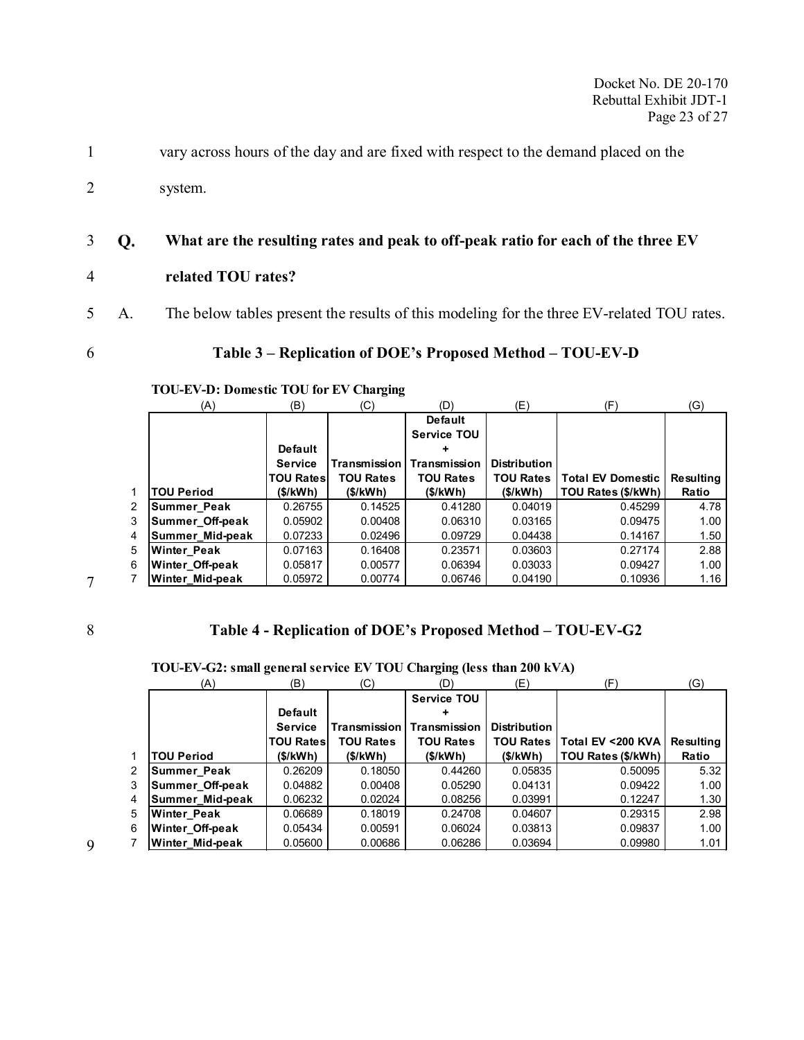vary across hours of the day and are fixed with respect to the demand placed on the system.

**Q. What are the resulting rates and peak to off-peak ratio for each of the three EV related TOU rates?**

A. The below tables present the results of this modeling for the three EV-related TOU rates.

### Table 3 – Replication of DOE's Proposed Method – TOU-EV-D

**TOU-EV-D: Domestic TOU for EV Charging**

| | (A) | (B) | (C) | (D) | (E) | (F) | (G) |
|---|---|---|---|---|---|---|---|
| 1 | TOU Period | Default Service TOU Rates ($/kWh) | Transmission TOU Rates ($/kWh) | Default Service TOU + Transmission TOU Rates ($/kWh) | Distribution TOU Rates ($/kWh) | Total EV Domestic TOU Rates ($/kWh) | Resulting Ratio |
| 2 | Summer_Peak | 0.26755 | 0.14525 | 0.41280 | 0.04019 | 0.45299 | 4.78 |
| 3 | Summer_Off-peak | 0.05902 | 0.00408 | 0.06310 | 0.03165 | 0.09475 | 1.00 |
| 4 | Summer_Mid-peak | 0.07233 | 0.02496 | 0.09729 | 0.04438 | 0.14167 | 1.50 |
| 5 | Winter_Peak | 0.07163 | 0.16408 | 0.23571 | 0.03603 | 0.27174 | 2.88 |
| 6 | Winter_Off-peak | 0.05817 | 0.00577 | 0.06394 | 0.03033 | 0.09427 | 1.00 |
| 7 | Winter_Mid-peak | 0.05972 | 0.00774 | 0.06746 | 0.04190 | 0.10936 | 1.16 |

### Table 4 - Replication of DOE's Proposed Method – TOU-EV-G2

**TOU-EV-G2: small general service EV TOU Charging (less than 200 kVA)**

| | (A) | (B) | (C) | (D) | (E) | (F) | (G) |
|---|---|---|---|---|---|---|---|
| 1 | TOU Period | Default Service TOU Rates ($/kWh) | Transmission TOU Rates ($/kWh) | Service TOU + Transmission TOU Rates ($/kWh) | Distribution TOU Rates ($/kWh) | Total EV <200 KVA TOU Rates ($/kWh) | Resulting Ratio |
| 2 | Summer_Peak | 0.26209 | 0.18050 | 0.44260 | 0.05835 | 0.50095 | 5.32 |
| 3 | Summer_Off-peak | 0.04882 | 0.00408 | 0.05290 | 0.04131 | 0.09422 | 1.00 |
| 4 | Summer_Mid-peak | 0.06232 | 0.02024 | 0.08256 | 0.03991 | 0.12247 | 1.30 |
| 5 | Winter_Peak | 0.06689 | 0.18019 | 0.24708 | 0.04607 | 0.29315 | 2.98 |
| 6 | Winter_Off-peak | 0.05434 | 0.00591 | 0.06024 | 0.03813 | 0.09837 | 1.00 |
| 7 | Winter_Mid-peak | 0.05600 | 0.00686 | 0.06286 | 0.03694 | 0.09980 | 1.01 |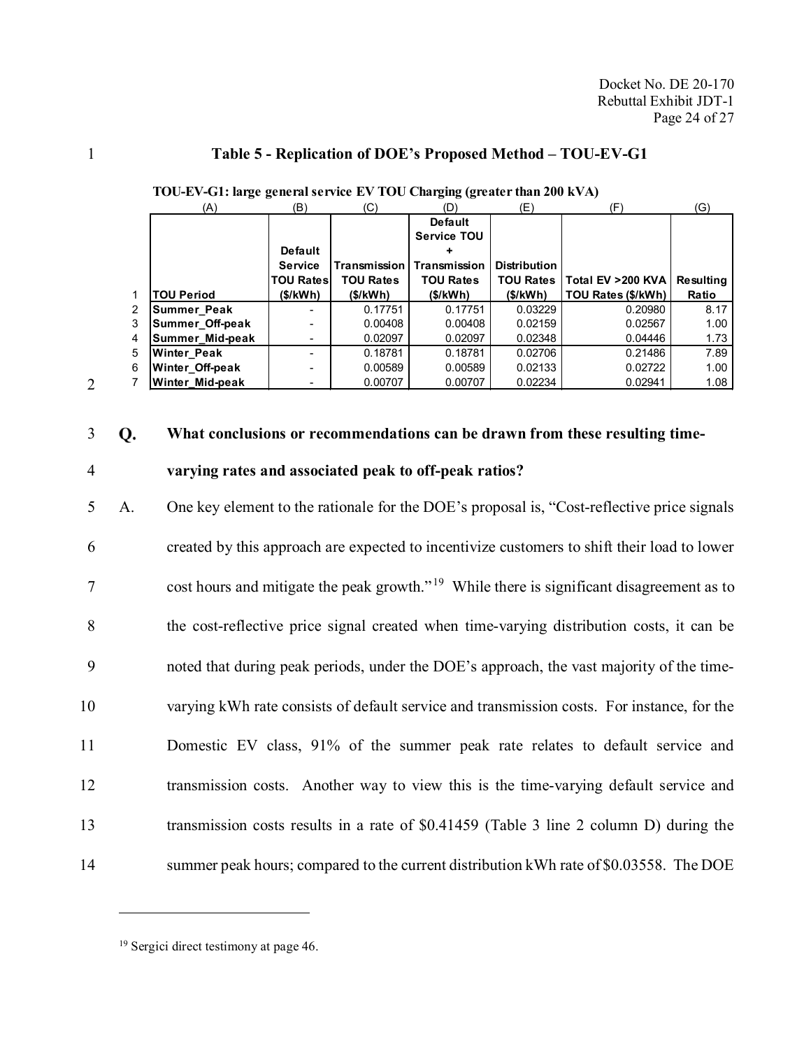**Table 5 - Replication of DOE's Proposed Method – TOU-EV-G1**

**TOU-EV-G1: large general service EV TOU Charging (greater than 200 kVA)**

| | (A) | (B) | (C) | (D) | (E) | (F) | (G) |
|---|---|---|---|---|---|---|---|
| 1 | TOU Period | Default Service TOU Rates ($/kWh) | Transmission TOU Rates ($/kWh) | Default Service TOU + Transmission TOU Rates ($/kWh) | Distribution TOU Rates ($/kWh) | Total EV >200 KVA TOU Rates ($/kWh) | Resulting Ratio |
| 2 | Summer_Peak | - | 0.17751 | 0.17751 | 0.03229 | 0.20980 | 8.17 |
| 3 | Summer_Off-peak | - | 0.00408 | 0.00408 | 0.02159 | 0.02567 | 1.00 |
| 4 | Summer_Mid-peak | - | 0.02097 | 0.02097 | 0.02348 | 0.04446 | 1.73 |
| 5 | Winter_Peak | - | 0.18781 | 0.18781 | 0.02706 | 0.21486 | 7.89 |
| 6 | Winter_Off-peak | - | 0.00589 | 0.00589 | 0.02133 | 0.02722 | 1.00 |
| 7 | Winter_Mid-peak | - | 0.00707 | 0.00707 | 0.02234 | 0.02941 | 1.08 |

**Q. What conclusions or recommendations can be drawn from these resulting time-varying rates and associated peak to off-peak ratios?**

A. One key element to the rationale for the DOE's proposal is, "Cost-reflective price signals created by this approach are expected to incentivize customers to shift their load to lower cost hours and mitigate the peak growth."[19] While there is significant disagreement as to the cost-reflective price signal created when time-varying distribution costs, it can be noted that during peak periods, under the DOE's approach, the vast majority of the time-varying kWh rate consists of default service and transmission costs. For instance, for the Domestic EV class, 91% of the summer peak rate relates to default service and transmission costs. Another way to view this is the time-varying default service and transmission costs results in a rate of $0.41459 (Table 3 line 2 column D) during the summer peak hours; compared to the current distribution kWh rate of $0.03558. The DOE

[19] Sergici direct testimony at page 46.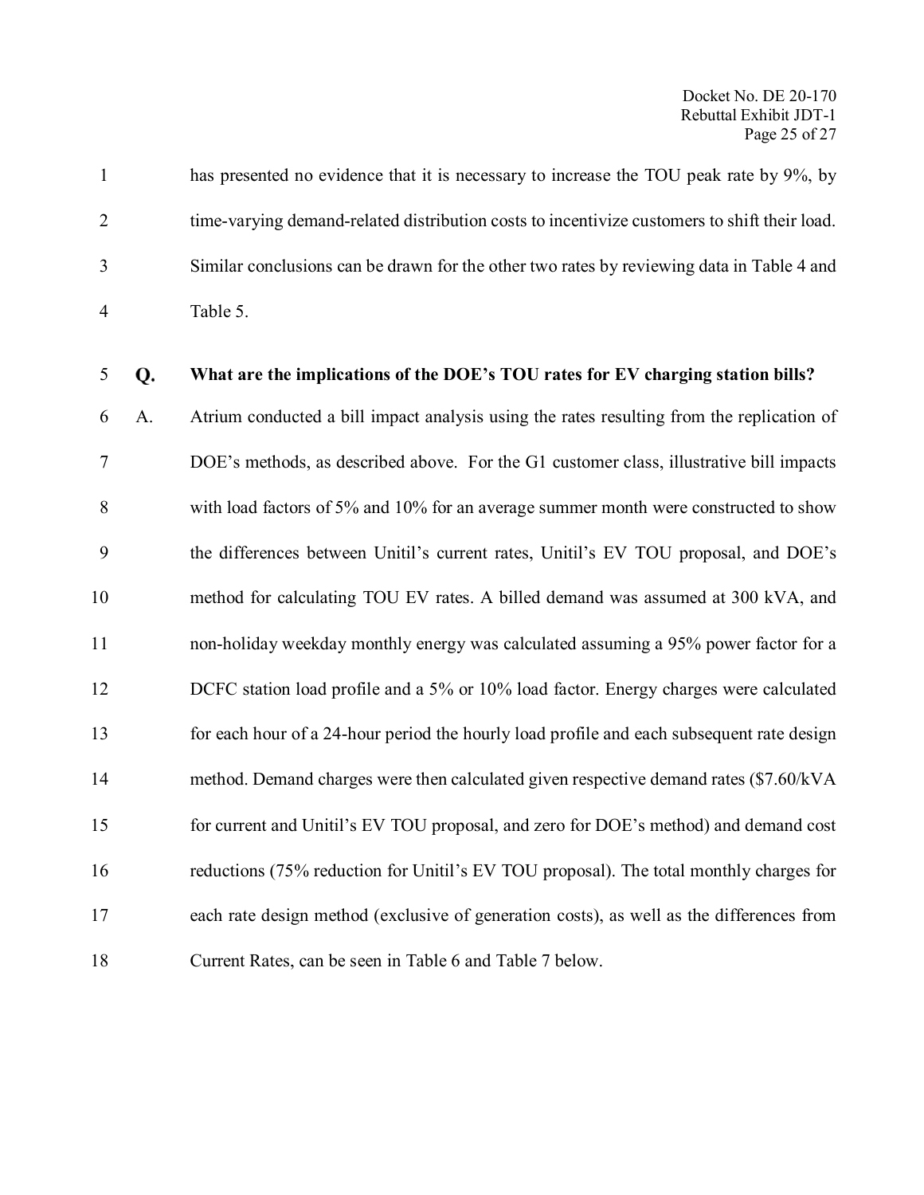has presented no evidence that it is necessary to increase the TOU peak rate by 9%, by time-varying demand-related distribution costs to incentivize customers to shift their load. Similar conclusions can be drawn for the other two rates by reviewing data in Table 4 and Table 5.

**Q. What are the implications of the DOE's TOU rates for EV charging station bills?**

A. Atrium conducted a bill impact analysis using the rates resulting from the replication of DOE's methods, as described above. For the G1 customer class, illustrative bill impacts with load factors of 5% and 10% for an average summer month were constructed to show the differences between Unitil's current rates, Unitil's EV TOU proposal, and DOE's method for calculating TOU EV rates. A billed demand was assumed at 300 kVA, and non-holiday weekday monthly energy was calculated assuming a 95% power factor for a DCFC station load profile and a 5% or 10% load factor. Energy charges were calculated for each hour of a 24-hour period the hourly load profile and each subsequent rate design method. Demand charges were then calculated given respective demand rates ($7.60/kVA for current and Unitil's EV TOU proposal, and zero for DOE's method) and demand cost reductions (75% reduction for Unitil's EV TOU proposal). The total monthly charges for each rate design method (exclusive of generation costs), as well as the differences from Current Rates, can be seen in Table 6 and Table 7 below.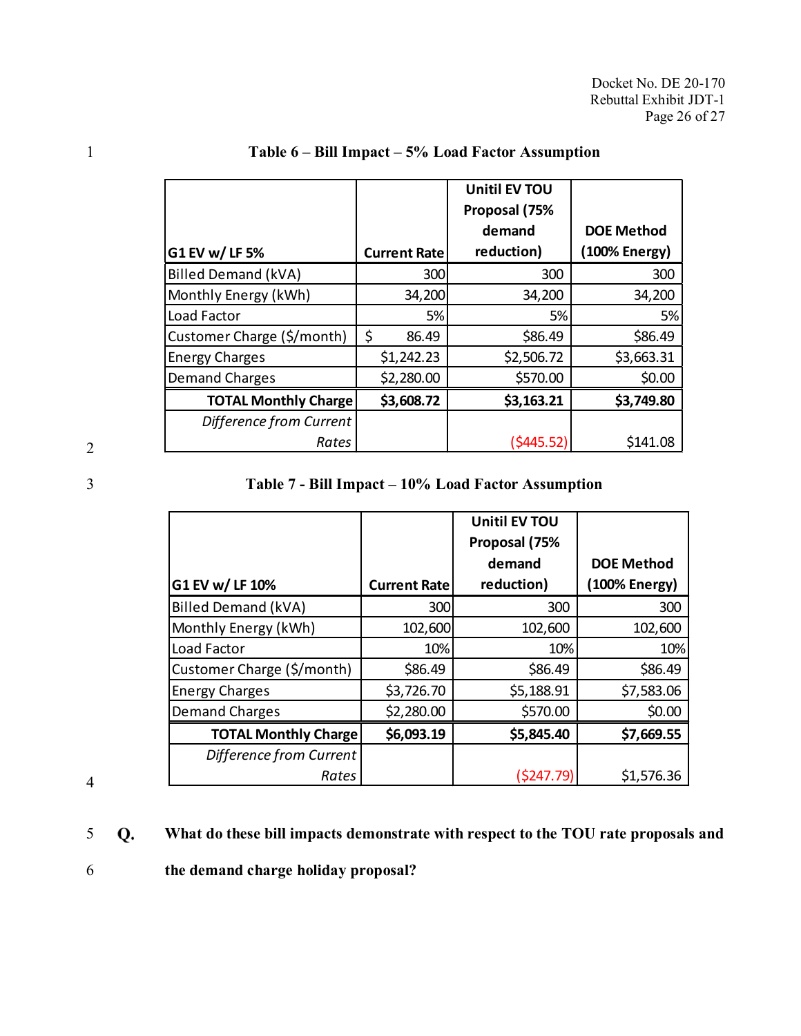**Table 6 – Bill Impact – 5% Load Factor Assumption**

| G1 EV w/ LF 5% | Current Rate | Unitil EV TOU Proposal (75% demand reduction) | DOE Method (100% Energy) |
|---|---|---|---|
| Billed Demand (kVA) | 300 | 300 | 300 |
| Monthly Energy (kWh) | 34,200 | 34,200 | 34,200 |
| Load Factor | 5% | 5% | 5% |
| Customer Charge ($/month) | $ 86.49 | $86.49 | $86.49 |
| Energy Charges | $1,242.23 | $2,506.72 | $3,663.31 |
| Demand Charges | $2,280.00 | $570.00 | $0.00 |
| **TOTAL Monthly Charge** | **$3,608.72** | **$3,163.21** | **$3,749.80** |
| *Difference from Current Rates* | | ($445.52) | $141.08 |

**Table 7 - Bill Impact – 10% Load Factor Assumption**

| G1 EV w/ LF 10% | Current Rate | Unitil EV TOU Proposal (75% demand reduction) | DOE Method (100% Energy) |
|---|---|---|---|
| Billed Demand (kVA) | 300 | 300 | 300 |
| Monthly Energy (kWh) | 102,600 | 102,600 | 102,600 |
| Load Factor | 10% | 10% | 10% |
| Customer Charge ($/month) | $86.49 | $86.49 | $86.49 |
| Energy Charges | $3,726.70 | $5,188.91 | $7,583.06 |
| Demand Charges | $2,280.00 | $570.00 | $0.00 |
| **TOTAL Monthly Charge** | **$6,093.19** | **$5,845.40** | **$7,669.55** |
| *Difference from Current Rates* | | ($247.79) | $1,576.36 |

**Q. What do these bill impacts demonstrate with respect to the TOU rate proposals and the demand charge holiday proposal?**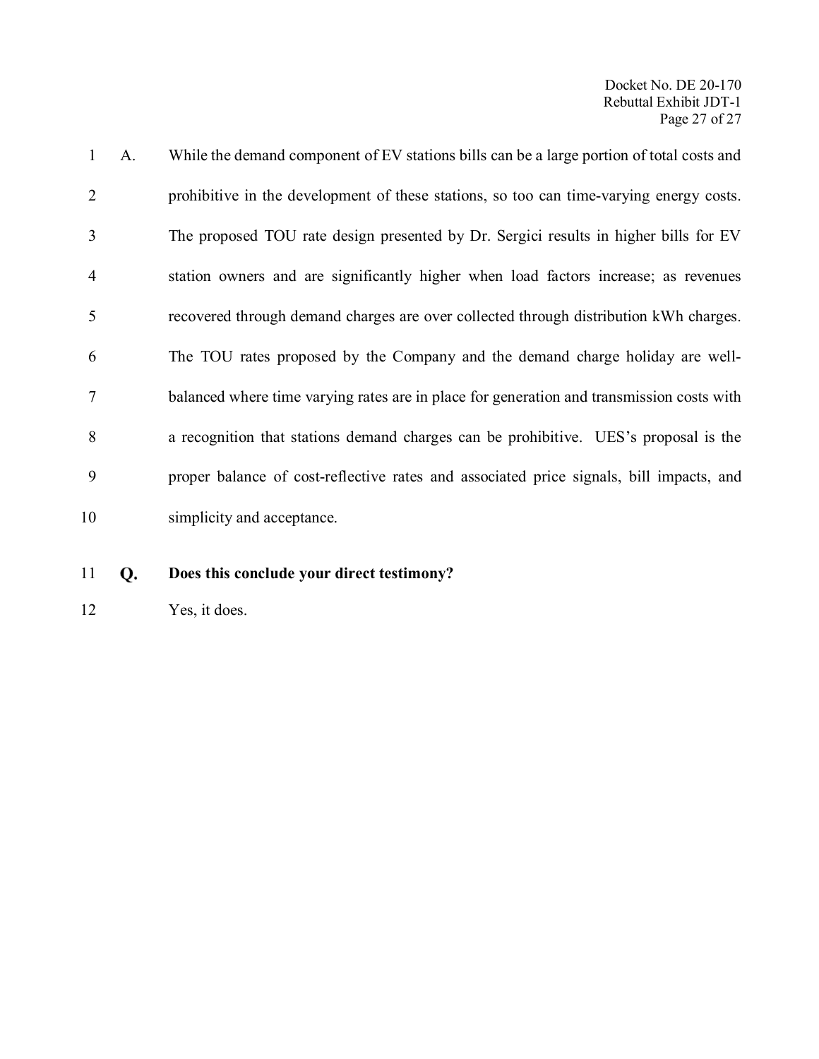A. While the demand component of EV stations bills can be a large portion of total costs and prohibitive in the development of these stations, so too can time-varying energy costs. The proposed TOU rate design presented by Dr. Sergici results in higher bills for EV station owners and are significantly higher when load factors increase; as revenues recovered through demand charges are over collected through distribution kWh charges. The TOU rates proposed by the Company and the demand charge holiday are well-balanced where time varying rates are in place for generation and transmission costs with a recognition that stations demand charges can be prohibitive. UES's proposal is the proper balance of cost-reflective rates and associated price signals, bill impacts, and simplicity and acceptance.

**Q. Does this conclude your direct testimony?**

Yes, it does.